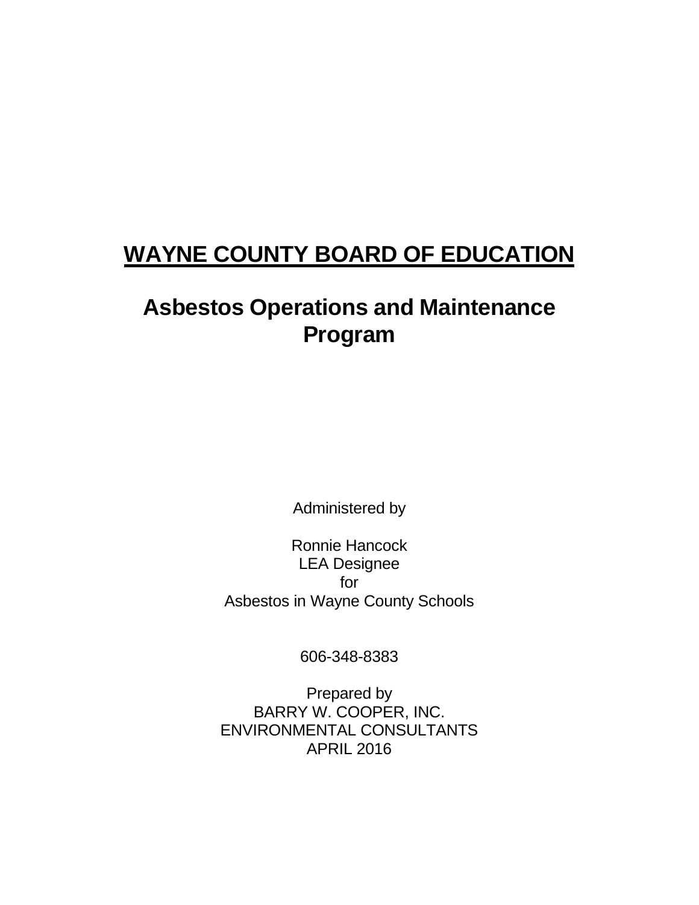# **WAYNE COUNTY BOARD OF EDUCATION**

## Asbestos Operations and Maintenance Program

Administered by

Ronnie Hancock
LEA Designee
for
Asbestos in Wayne County Schools

606-348-8383

Prepared by
BARRY W. COOPER, INC.
ENVIRONMENTAL CONSULTANTS
APRIL 2016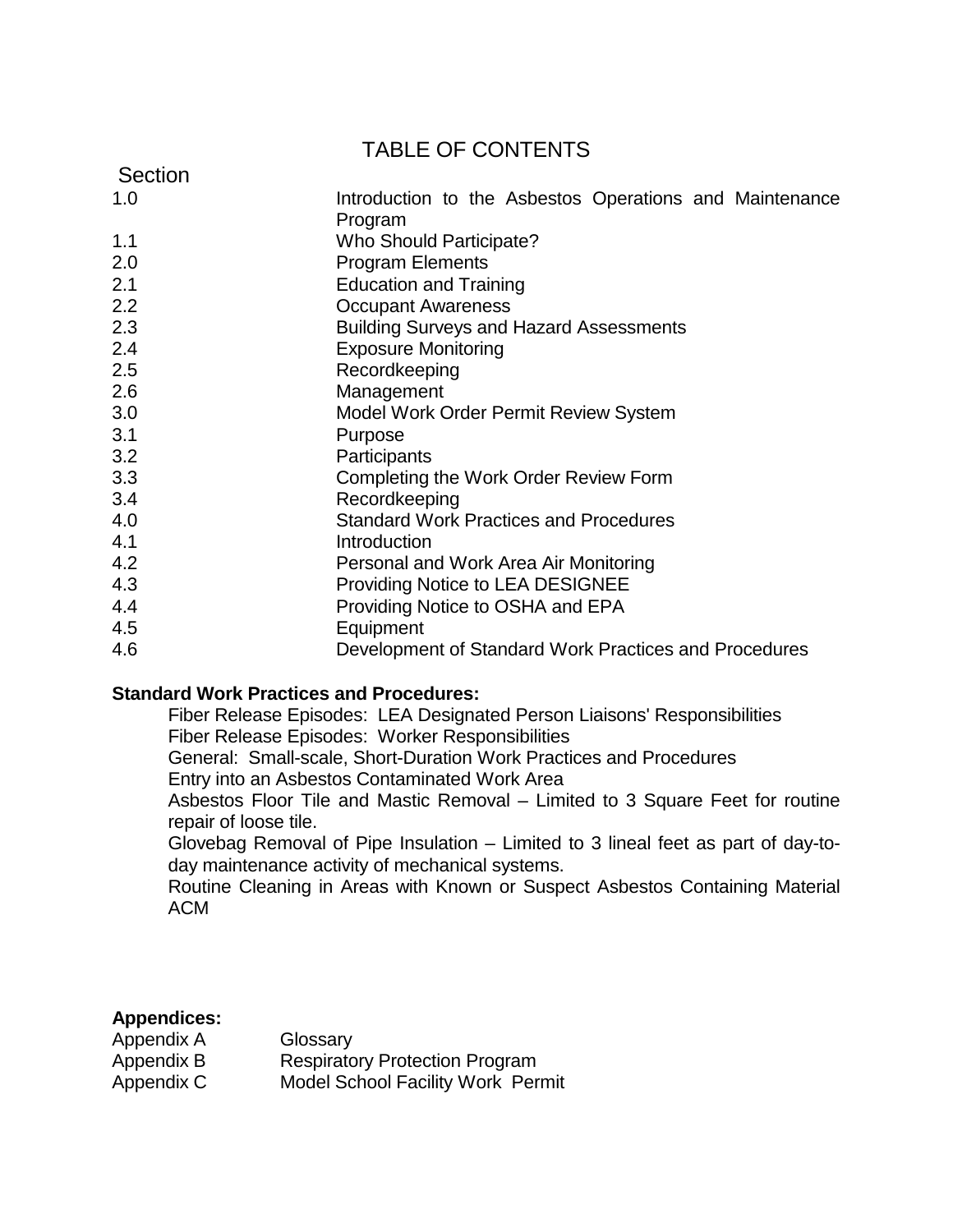# TABLE OF CONTENTS

| Section | |
|---|---|
| 1.0 | Introduction to the Asbestos Operations and Maintenance Program |
| 1.1 | Who Should Participate? |
| 2.0 | Program Elements |
| 2.1 | Education and Training |
| 2.2 | Occupant Awareness |
| 2.3 | Building Surveys and Hazard Assessments |
| 2.4 | Exposure Monitoring |
| 2.5 | Recordkeeping |
| 2.6 | Management |
| 3.0 | Model Work Order Permit Review System |
| 3.1 | Purpose |
| 3.2 | Participants |
| 3.3 | Completing the Work Order Review Form |
| 3.4 | Recordkeeping |
| 4.0 | Standard Work Practices and Procedures |
| 4.1 | Introduction |
| 4.2 | Personal and Work Area Air Monitoring |
| 4.3 | Providing Notice to LEA DESIGNEE |
| 4.4 | Providing Notice to OSHA and EPA |
| 4.5 | Equipment |
| 4.6 | Development of Standard Work Practices and Procedures |

**Standard Work Practices and Procedures:**

Fiber Release Episodes: LEA Designated Person Liaisons' Responsibilities
Fiber Release Episodes: Worker Responsibilities
General: Small-scale, Short-Duration Work Practices and Procedures
Entry into an Asbestos Contaminated Work Area
Asbestos Floor Tile and Mastic Removal – Limited to 3 Square Feet for routine repair of loose tile.
Glovebag Removal of Pipe Insulation – Limited to 3 lineal feet as part of day-to-day maintenance activity of mechanical systems.
Routine Cleaning in Areas with Known or Suspect Asbestos Containing Material ACM

**Appendices:**

| | |
|---|---|
| Appendix A | Glossary |
| Appendix B | Respiratory Protection Program |
| Appendix C | Model School Facility Work Permit |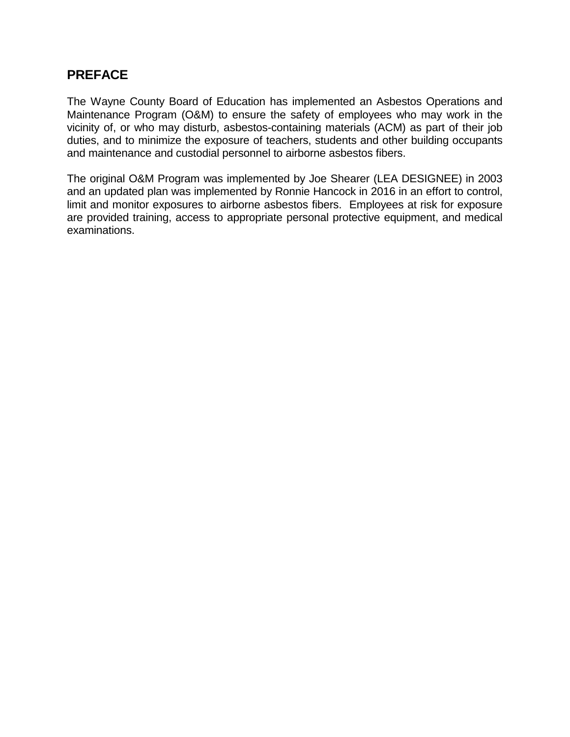## PREFACE

The Wayne County Board of Education has implemented an Asbestos Operations and Maintenance Program (O&M) to ensure the safety of employees who may work in the vicinity of, or who may disturb, asbestos-containing materials (ACM) as part of their job duties, and to minimize the exposure of teachers, students and other building occupants and maintenance and custodial personnel to airborne asbestos fibers.

The original O&M Program was implemented by Joe Shearer (LEA DESIGNEE) in 2003 and an updated plan was implemented by Ronnie Hancock in 2016 in an effort to control, limit and monitor exposures to airborne asbestos fibers. Employees at risk for exposure are provided training, access to appropriate personal protective equipment, and medical examinations.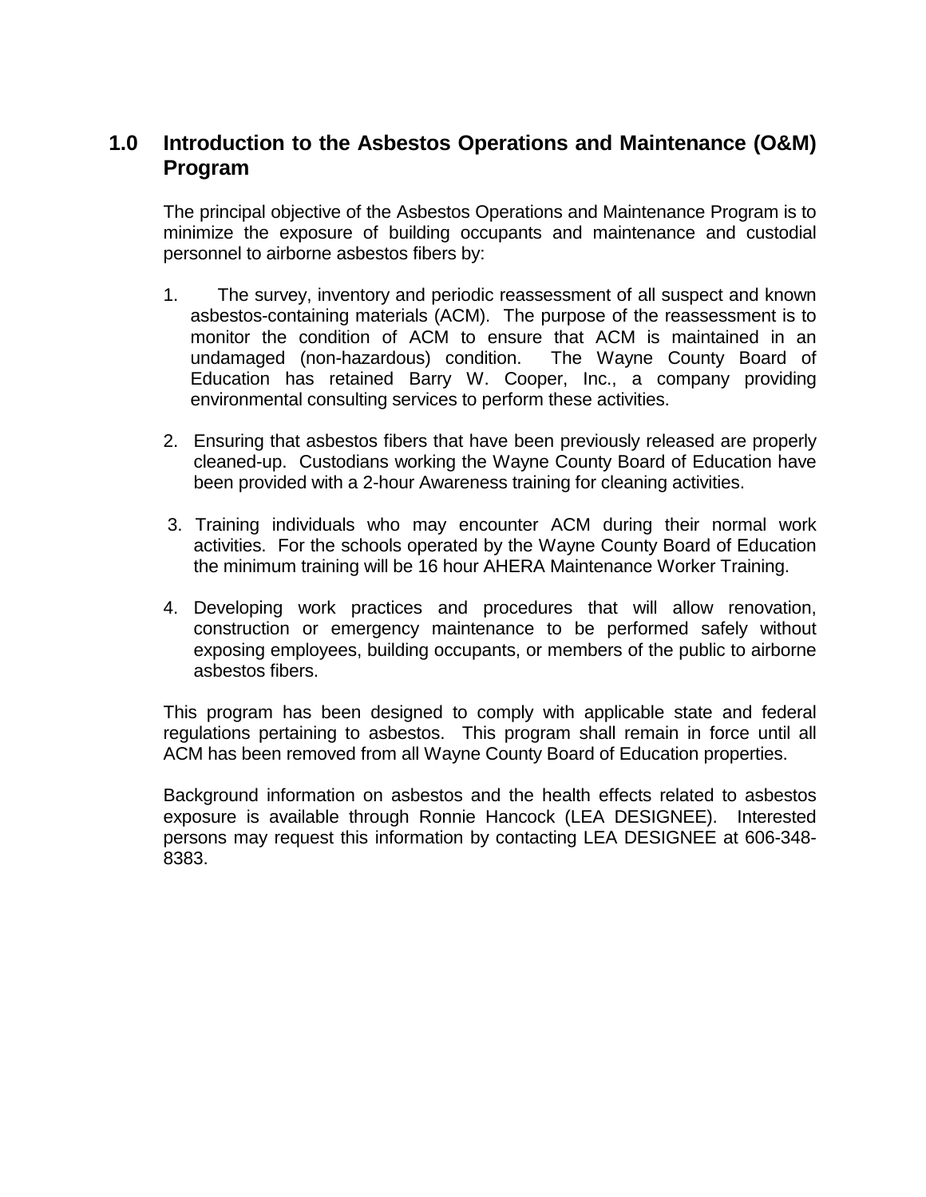## 1.0 Introduction to the Asbestos Operations and Maintenance (O&M) Program

The principal objective of the Asbestos Operations and Maintenance Program is to minimize the exposure of building occupants and maintenance and custodial personnel to airborne asbestos fibers by:

1. The survey, inventory and periodic reassessment of all suspect and known asbestos-containing materials (ACM). The purpose of the reassessment is to monitor the condition of ACM to ensure that ACM is maintained in an undamaged (non-hazardous) condition. The Wayne County Board of Education has retained Barry W. Cooper, Inc., a company providing environmental consulting services to perform these activities.

2. Ensuring that asbestos fibers that have been previously released are properly cleaned-up. Custodians working the Wayne County Board of Education have been provided with a 2-hour Awareness training for cleaning activities.

3. Training individuals who may encounter ACM during their normal work activities. For the schools operated by the Wayne County Board of Education the minimum training will be 16 hour AHERA Maintenance Worker Training.

4. Developing work practices and procedures that will allow renovation, construction or emergency maintenance to be performed safely without exposing employees, building occupants, or members of the public to airborne asbestos fibers.

This program has been designed to comply with applicable state and federal regulations pertaining to asbestos. This program shall remain in force until all ACM has been removed from all Wayne County Board of Education properties.

Background information on asbestos and the health effects related to asbestos exposure is available through Ronnie Hancock (LEA DESIGNEE). Interested persons may request this information by contacting LEA DESIGNEE at 606-348-8383.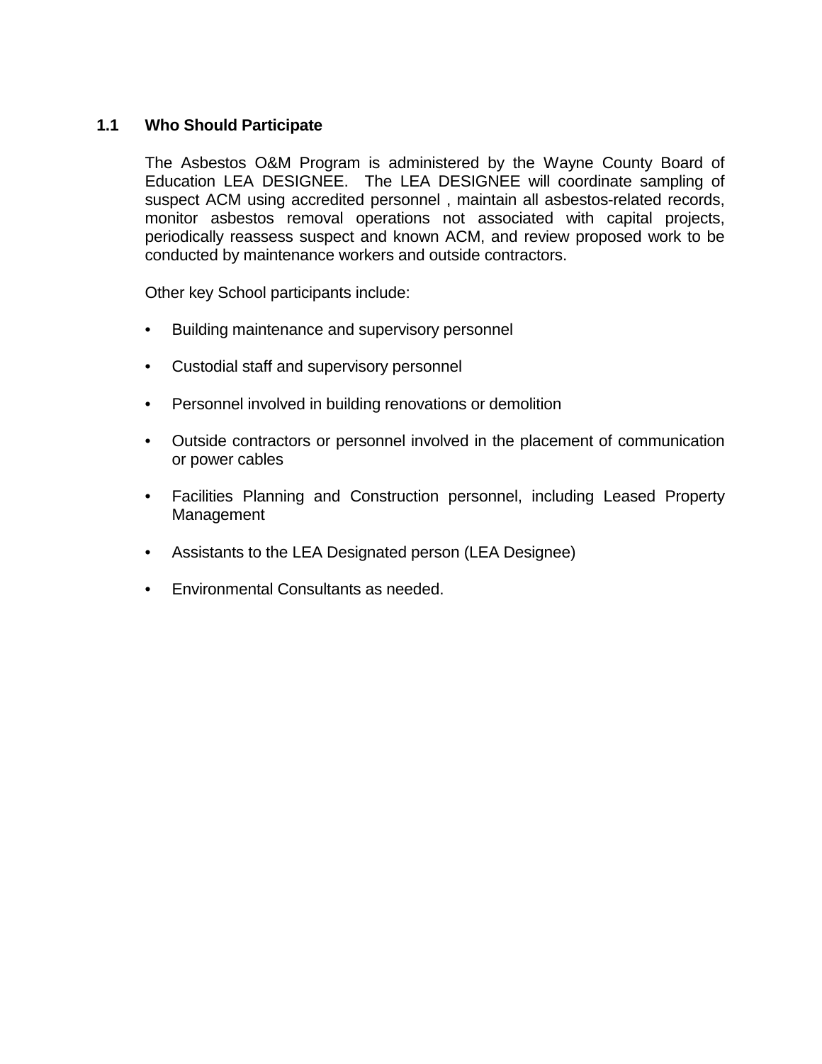## 1.1 Who Should Participate

The Asbestos O&M Program is administered by the Wayne County Board of Education LEA DESIGNEE. The LEA DESIGNEE will coordinate sampling of suspect ACM using accredited personnel , maintain all asbestos-related records, monitor asbestos removal operations not associated with capital projects, periodically reassess suspect and known ACM, and review proposed work to be conducted by maintenance workers and outside contractors.

Other key School participants include:

- Building maintenance and supervisory personnel
- Custodial staff and supervisory personnel
- Personnel involved in building renovations or demolition
- Outside contractors or personnel involved in the placement of communication or power cables
- Facilities Planning and Construction personnel, including Leased Property Management
- Assistants to the LEA Designated person (LEA Designee)
- Environmental Consultants as needed.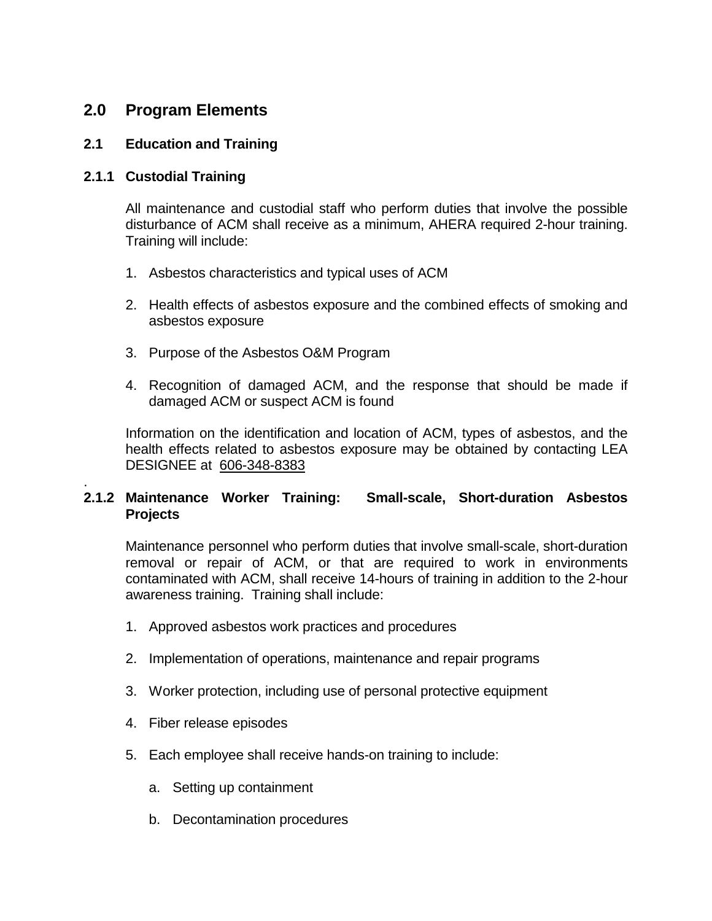# 2.0 Program Elements

## 2.1 Education and Training

### 2.1.1 Custodial Training

All maintenance and custodial staff who perform duties that involve the possible disturbance of ACM shall receive as a minimum, AHERA required 2-hour training. Training will include:

1. Asbestos characteristics and typical uses of ACM

2. Health effects of asbestos exposure and the combined effects of smoking and asbestos exposure

3. Purpose of the Asbestos O&M Program

4. Recognition of damaged ACM, and the response that should be made if damaged ACM or suspect ACM is found

Information on the identification and location of ACM, types of asbestos, and the health effects related to asbestos exposure may be obtained by contacting LEA DESIGNEE at 606-348-8383

.

### 2.1.2 Maintenance Worker Training: Small-scale, Short-duration Asbestos Projects

Maintenance personnel who perform duties that involve small-scale, short-duration removal or repair of ACM, or that are required to work in environments contaminated with ACM, shall receive 14-hours of training in addition to the 2-hour awareness training. Training shall include:

1. Approved asbestos work practices and procedures

2. Implementation of operations, maintenance and repair programs

3. Worker protection, including use of personal protective equipment

4. Fiber release episodes

5. Each employee shall receive hands-on training to include:

   a. Setting up containment

   b. Decontamination procedures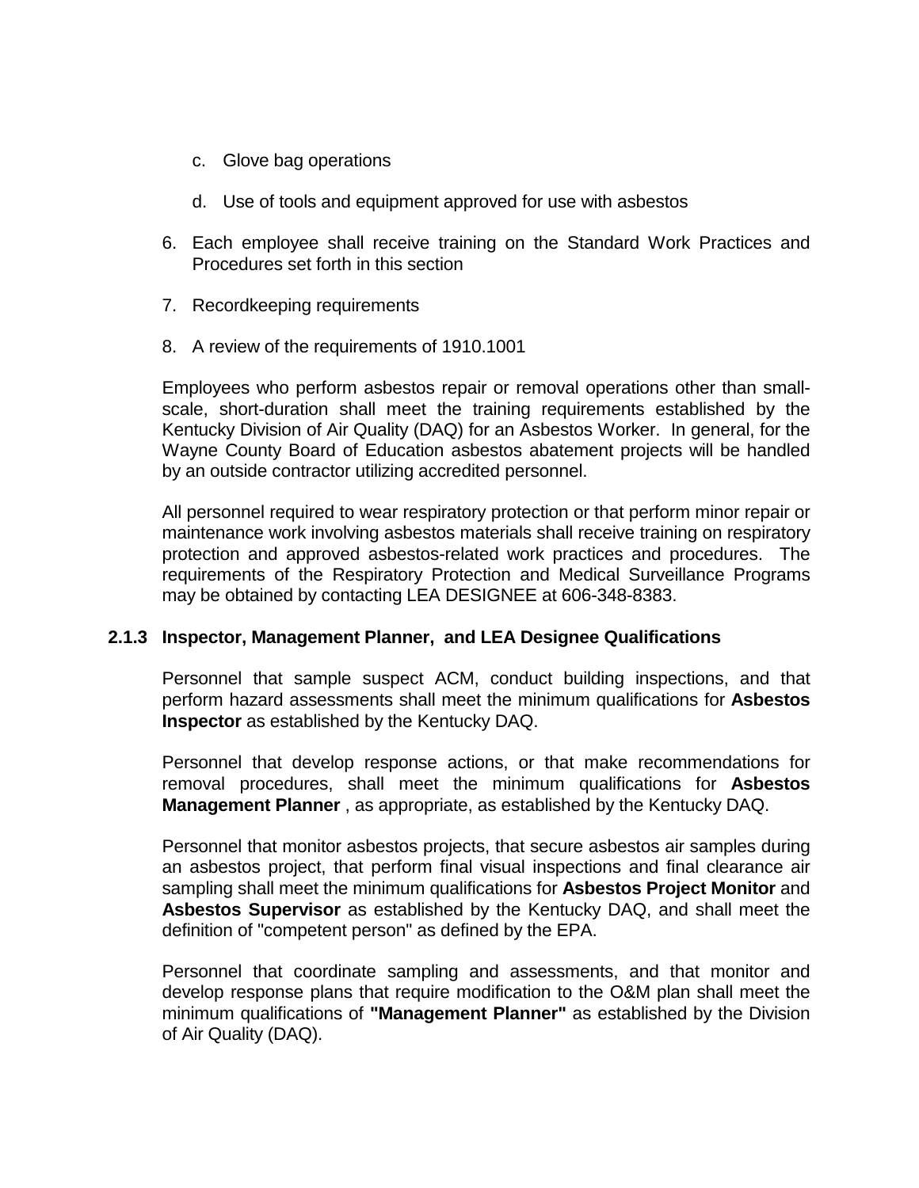c. Glove bag operations

d. Use of tools and equipment approved for use with asbestos

6. Each employee shall receive training on the Standard Work Practices and Procedures set forth in this section

7. Recordkeeping requirements

8. A review of the requirements of 1910.1001

Employees who perform asbestos repair or removal operations other than small-scale, short-duration shall meet the training requirements established by the Kentucky Division of Air Quality (DAQ) for an Asbestos Worker. In general, for the Wayne County Board of Education asbestos abatement projects will be handled by an outside contractor utilizing accredited personnel.

All personnel required to wear respiratory protection or that perform minor repair or maintenance work involving asbestos materials shall receive training on respiratory protection and approved asbestos-related work practices and procedures. The requirements of the Respiratory Protection and Medical Surveillance Programs may be obtained by contacting LEA DESIGNEE at 606-348-8383.

### 2.1.3 Inspector, Management Planner, and LEA Designee Qualifications

Personnel that sample suspect ACM, conduct building inspections, and that perform hazard assessments shall meet the minimum qualifications for **Asbestos Inspector** as established by the Kentucky DAQ.

Personnel that develop response actions, or that make recommendations for removal procedures, shall meet the minimum qualifications for **Asbestos Management Planner** , as appropriate, as established by the Kentucky DAQ.

Personnel that monitor asbestos projects, that secure asbestos air samples during an asbestos project, that perform final visual inspections and final clearance air sampling shall meet the minimum qualifications for **Asbestos Project Monitor** and **Asbestos Supervisor** as established by the Kentucky DAQ, and shall meet the definition of "competent person" as defined by the EPA.

Personnel that coordinate sampling and assessments, and that monitor and develop response plans that require modification to the O&M plan shall meet the minimum qualifications of **"Management Planner"** as established by the Division of Air Quality (DAQ).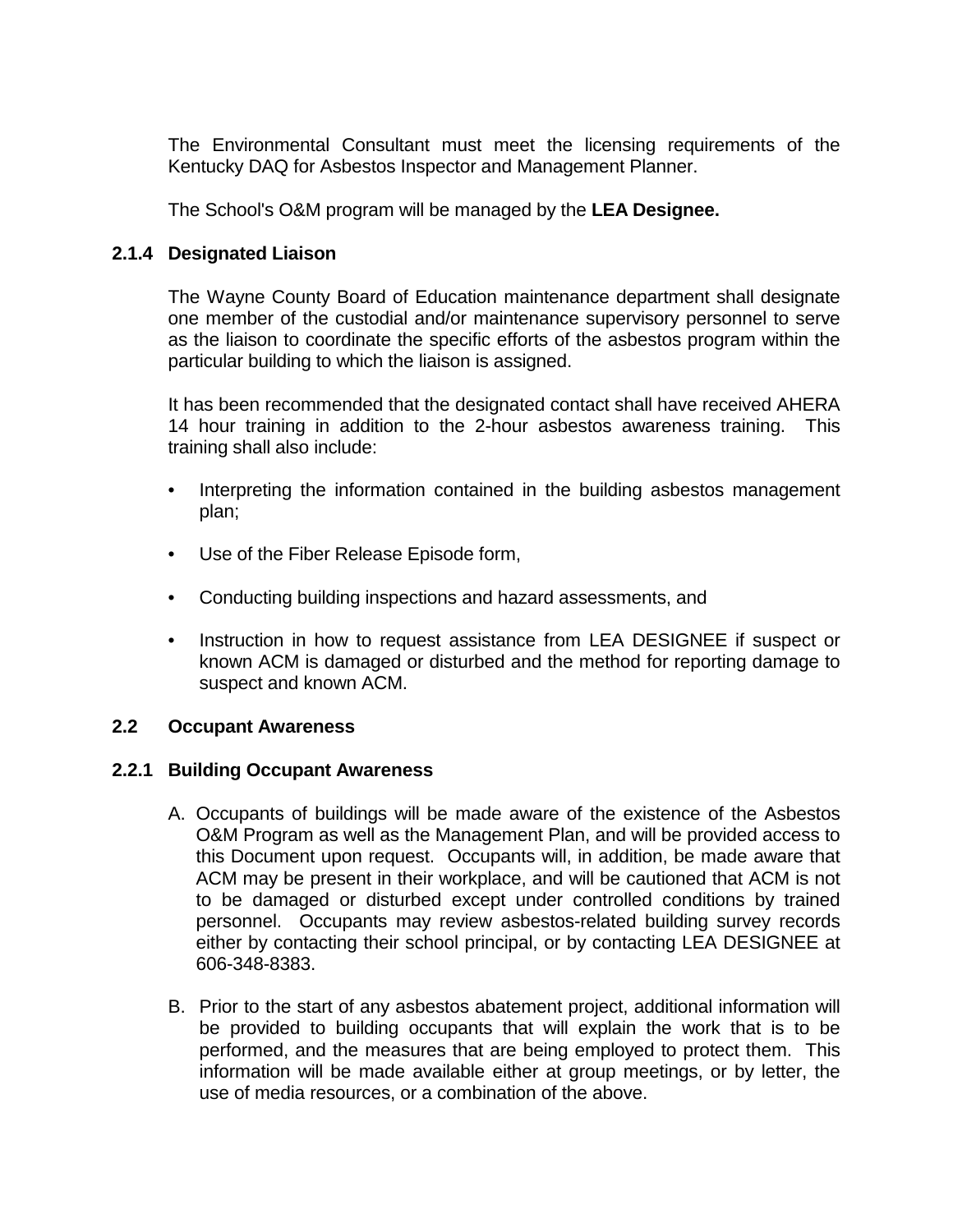The Environmental Consultant must meet the licensing requirements of the Kentucky DAQ for Asbestos Inspector and Management Planner.

The School's O&M program will be managed by the **LEA Designee.**

### 2.1.4 Designated Liaison

The Wayne County Board of Education maintenance department shall designate one member of the custodial and/or maintenance supervisory personnel to serve as the liaison to coordinate the specific efforts of the asbestos program within the particular building to which the liaison is assigned.

It has been recommended that the designated contact shall have received AHERA 14 hour training in addition to the 2-hour asbestos awareness training. This training shall also include:

- Interpreting the information contained in the building asbestos management plan;
- Use of the Fiber Release Episode form,
- Conducting building inspections and hazard assessments, and
- Instruction in how to request assistance from LEA DESIGNEE if suspect or known ACM is damaged or disturbed and the method for reporting damage to suspect and known ACM.

## 2.2 Occupant Awareness

### 2.2.1 Building Occupant Awareness

A. Occupants of buildings will be made aware of the existence of the Asbestos O&M Program as well as the Management Plan, and will be provided access to this Document upon request. Occupants will, in addition, be made aware that ACM may be present in their workplace, and will be cautioned that ACM is not to be damaged or disturbed except under controlled conditions by trained personnel. Occupants may review asbestos-related building survey records either by contacting their school principal, or by contacting LEA DESIGNEE at 606-348-8383.

B. Prior to the start of any asbestos abatement project, additional information will be provided to building occupants that will explain the work that is to be performed, and the measures that are being employed to protect them. This information will be made available either at group meetings, or by letter, the use of media resources, or a combination of the above.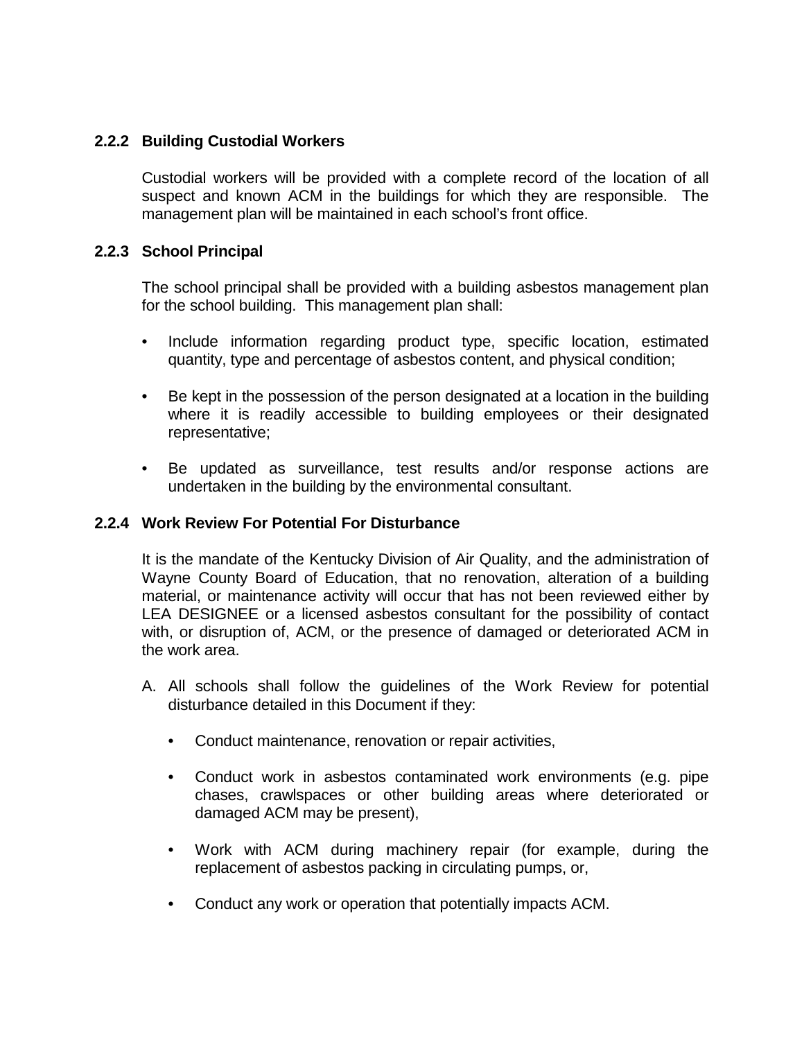### 2.2.2 Building Custodial Workers

Custodial workers will be provided with a complete record of the location of all suspect and known ACM in the buildings for which they are responsible. The management plan will be maintained in each school's front office.

### 2.2.3 School Principal

The school principal shall be provided with a building asbestos management plan for the school building. This management plan shall:

- Include information regarding product type, specific location, estimated quantity, type and percentage of asbestos content, and physical condition;
- Be kept in the possession of the person designated at a location in the building where it is readily accessible to building employees or their designated representative;
- Be updated as surveillance, test results and/or response actions are undertaken in the building by the environmental consultant.

### 2.2.4 Work Review For Potential For Disturbance

It is the mandate of the Kentucky Division of Air Quality, and the administration of Wayne County Board of Education, that no renovation, alteration of a building material, or maintenance activity will occur that has not been reviewed either by LEA DESIGNEE or a licensed asbestos consultant for the possibility of contact with, or disruption of, ACM, or the presence of damaged or deteriorated ACM in the work area.

A. All schools shall follow the guidelines of the Work Review for potential disturbance detailed in this Document if they:

   - Conduct maintenance, renovation or repair activities,
   - Conduct work in asbestos contaminated work environments (e.g. pipe chases, crawlspaces or other building areas where deteriorated or damaged ACM may be present),
   - Work with ACM during machinery repair (for example, during the replacement of asbestos packing in circulating pumps, or,
   - Conduct any work or operation that potentially impacts ACM.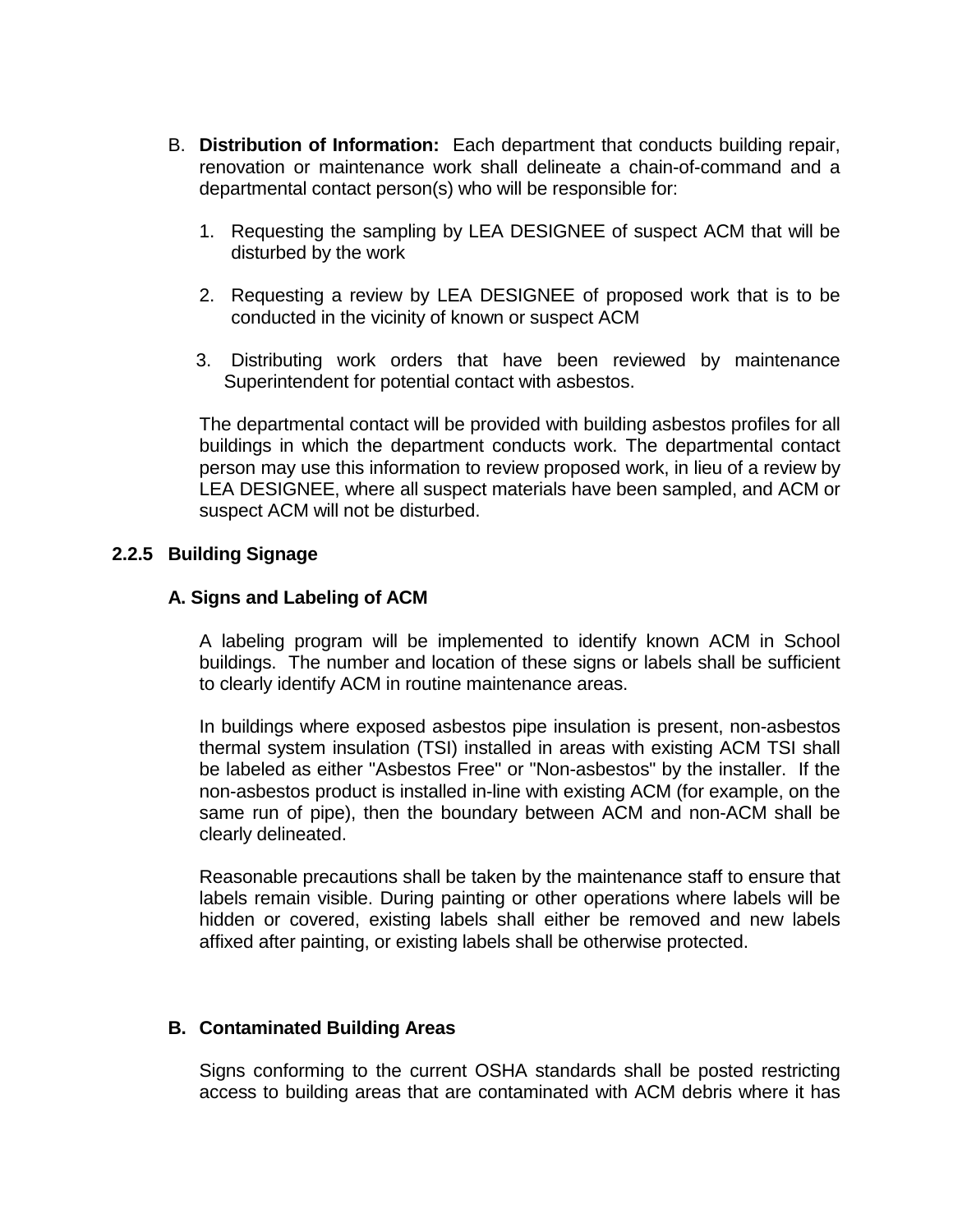B. **Distribution of Information:** Each department that conducts building repair, renovation or maintenance work shall delineate a chain-of-command and a departmental contact person(s) who will be responsible for:

1. Requesting the sampling by LEA DESIGNEE of suspect ACM that will be disturbed by the work
2. Requesting a review by LEA DESIGNEE of proposed work that is to be conducted in the vicinity of known or suspect ACM
3. Distributing work orders that have been reviewed by maintenance Superintendent for potential contact with asbestos.

The departmental contact will be provided with building asbestos profiles for all buildings in which the department conducts work. The departmental contact person may use this information to review proposed work, in lieu of a review by LEA DESIGNEE, where all suspect materials have been sampled, and ACM or suspect ACM will not be disturbed.

### 2.2.5 Building Signage

#### A. Signs and Labeling of ACM

A labeling program will be implemented to identify known ACM in School buildings. The number and location of these signs or labels shall be sufficient to clearly identify ACM in routine maintenance areas.

In buildings where exposed asbestos pipe insulation is present, non-asbestos thermal system insulation (TSI) installed in areas with existing ACM TSI shall be labeled as either "Asbestos Free" or "Non-asbestos" by the installer. If the non-asbestos product is installed in-line with existing ACM (for example, on the same run of pipe), then the boundary between ACM and non-ACM shall be clearly delineated.

Reasonable precautions shall be taken by the maintenance staff to ensure that labels remain visible. During painting or other operations where labels will be hidden or covered, existing labels shall either be removed and new labels affixed after painting, or existing labels shall be otherwise protected.

#### B. Contaminated Building Areas

Signs conforming to the current OSHA standards shall be posted restricting access to building areas that are contaminated with ACM debris where it has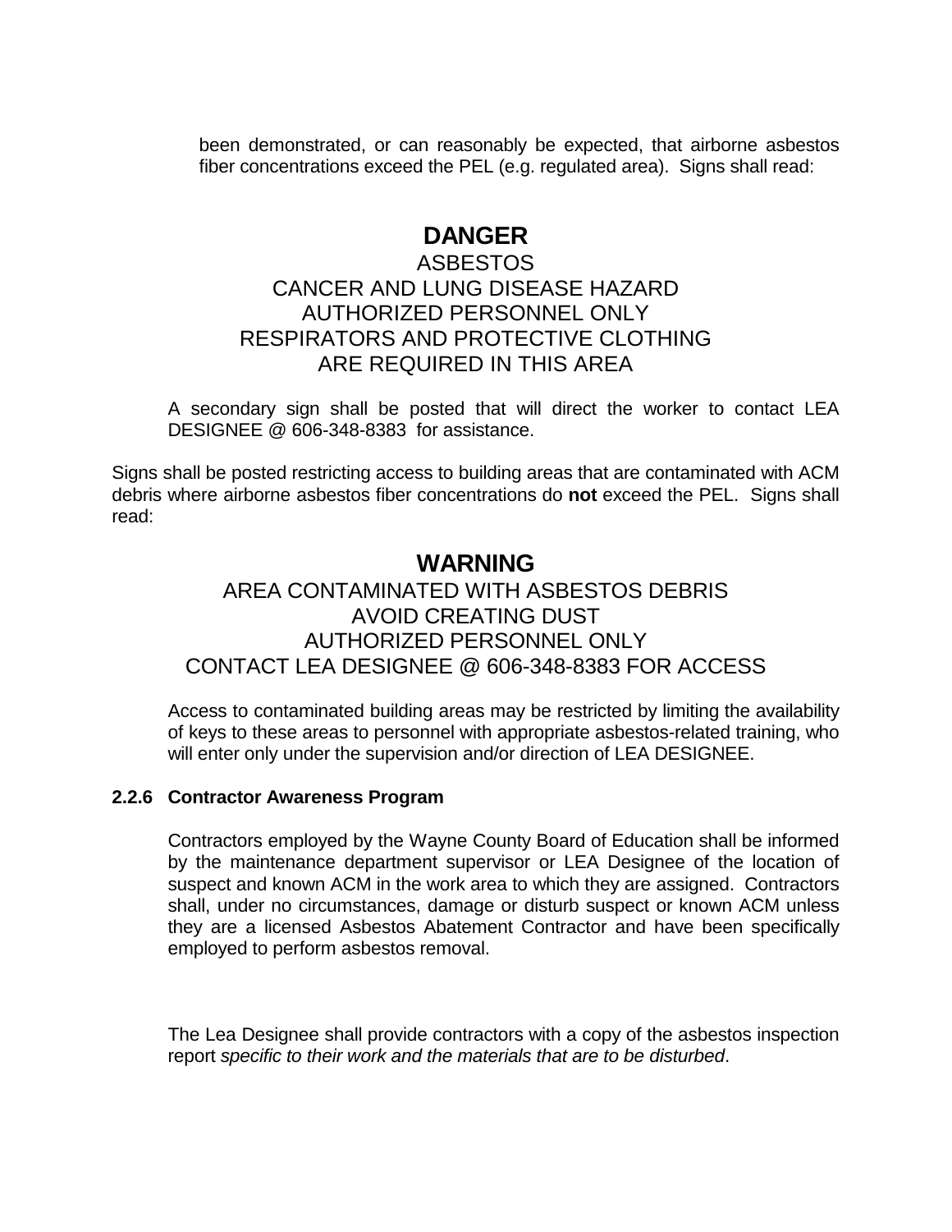been demonstrated, or can reasonably be expected, that airborne asbestos fiber concentrations exceed the PEL (e.g. regulated area). Signs shall read:

**DANGER**

ASBESTOS
CANCER AND LUNG DISEASE HAZARD
AUTHORIZED PERSONNEL ONLY
RESPIRATORS AND PROTECTIVE CLOTHING
ARE REQUIRED IN THIS AREA

A secondary sign shall be posted that will direct the worker to contact LEA DESIGNEE @ 606-348-8383 for assistance.

Signs shall be posted restricting access to building areas that are contaminated with ACM debris where airborne asbestos fiber concentrations do **not** exceed the PEL. Signs shall read:

**WARNING**

AREA CONTAMINATED WITH ASBESTOS DEBRIS
AVOID CREATING DUST
AUTHORIZED PERSONNEL ONLY
CONTACT LEA DESIGNEE @ 606-348-8383 FOR ACCESS

Access to contaminated building areas may be restricted by limiting the availability of keys to these areas to personnel with appropriate asbestos-related training, who will enter only under the supervision and/or direction of LEA DESIGNEE.

### 2.2.6 Contractor Awareness Program

Contractors employed by the Wayne County Board of Education shall be informed by the maintenance department supervisor or LEA Designee of the location of suspect and known ACM in the work area to which they are assigned. Contractors shall, under no circumstances, damage or disturb suspect or known ACM unless they are a licensed Asbestos Abatement Contractor and have been specifically employed to perform asbestos removal.

The Lea Designee shall provide contractors with a copy of the asbestos inspection report *specific to their work and the materials that are to be disturbed*.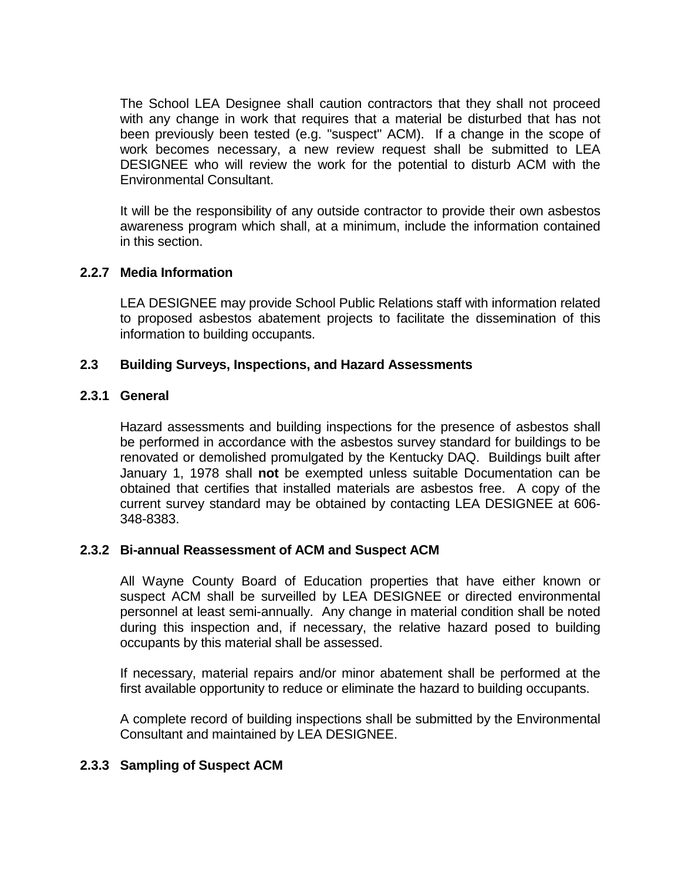The School LEA Designee shall caution contractors that they shall not proceed with any change in work that requires that a material be disturbed that has not been previously been tested (e.g. "suspect" ACM). If a change in the scope of work becomes necessary, a new review request shall be submitted to LEA DESIGNEE who will review the work for the potential to disturb ACM with the Environmental Consultant.

It will be the responsibility of any outside contractor to provide their own asbestos awareness program which shall, at a minimum, include the information contained in this section.

### 2.2.7 Media Information

LEA DESIGNEE may provide School Public Relations staff with information related to proposed asbestos abatement projects to facilitate the dissemination of this information to building occupants.

## 2.3 Building Surveys, Inspections, and Hazard Assessments

### 2.3.1 General

Hazard assessments and building inspections for the presence of asbestos shall be performed in accordance with the asbestos survey standard for buildings to be renovated or demolished promulgated by the Kentucky DAQ. Buildings built after January 1, 1978 shall **not** be exempted unless suitable Documentation can be obtained that certifies that installed materials are asbestos free. A copy of the current survey standard may be obtained by contacting LEA DESIGNEE at 606-348-8383.

### 2.3.2 Bi-annual Reassessment of ACM and Suspect ACM

All Wayne County Board of Education properties that have either known or suspect ACM shall be surveilled by LEA DESIGNEE or directed environmental personnel at least semi-annually. Any change in material condition shall be noted during this inspection and, if necessary, the relative hazard posed to building occupants by this material shall be assessed.

If necessary, material repairs and/or minor abatement shall be performed at the first available opportunity to reduce or eliminate the hazard to building occupants.

A complete record of building inspections shall be submitted by the Environmental Consultant and maintained by LEA DESIGNEE.

### 2.3.3 Sampling of Suspect ACM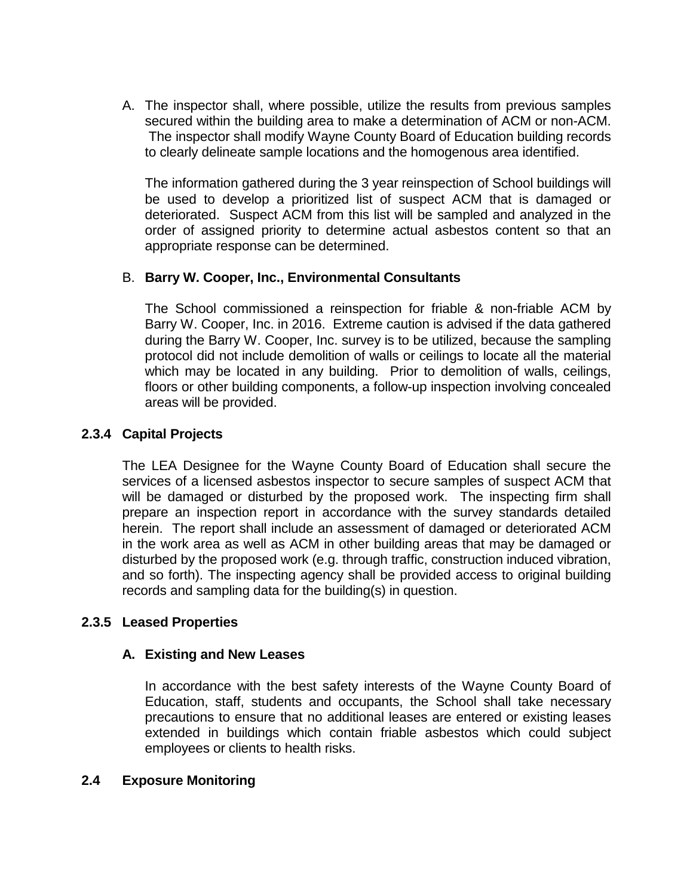A. The inspector shall, where possible, utilize the results from previous samples secured within the building area to make a determination of ACM or non-ACM. The inspector shall modify Wayne County Board of Education building records to clearly delineate sample locations and the homogenous area identified.

   The information gathered during the 3 year reinspection of School buildings will be used to develop a prioritized list of suspect ACM that is damaged or deteriorated. Suspect ACM from this list will be sampled and analyzed in the order of assigned priority to determine actual asbestos content so that an appropriate response can be determined.

B. **Barry W. Cooper, Inc., Environmental Consultants**

   The School commissioned a reinspection for friable & non-friable ACM by Barry W. Cooper, Inc. in 2016. Extreme caution is advised if the data gathered during the Barry W. Cooper, Inc. survey is to be utilized, because the sampling protocol did not include demolition of walls or ceilings to locate all the material which may be located in any building. Prior to demolition of walls, ceilings, floors or other building components, a follow-up inspection involving concealed areas will be provided.

### 2.3.4 Capital Projects

The LEA Designee for the Wayne County Board of Education shall secure the services of a licensed asbestos inspector to secure samples of suspect ACM that will be damaged or disturbed by the proposed work. The inspecting firm shall prepare an inspection report in accordance with the survey standards detailed herein. The report shall include an assessment of damaged or deteriorated ACM in the work area as well as ACM in other building areas that may be damaged or disturbed by the proposed work (e.g. through traffic, construction induced vibration, and so forth). The inspecting agency shall be provided access to original building records and sampling data for the building(s) in question.

### 2.3.5 Leased Properties

#### A. Existing and New Leases

In accordance with the best safety interests of the Wayne County Board of Education, staff, students and occupants, the School shall take necessary precautions to ensure that no additional leases are entered or existing leases extended in buildings which contain friable asbestos which could subject employees or clients to health risks.

## 2.4 Exposure Monitoring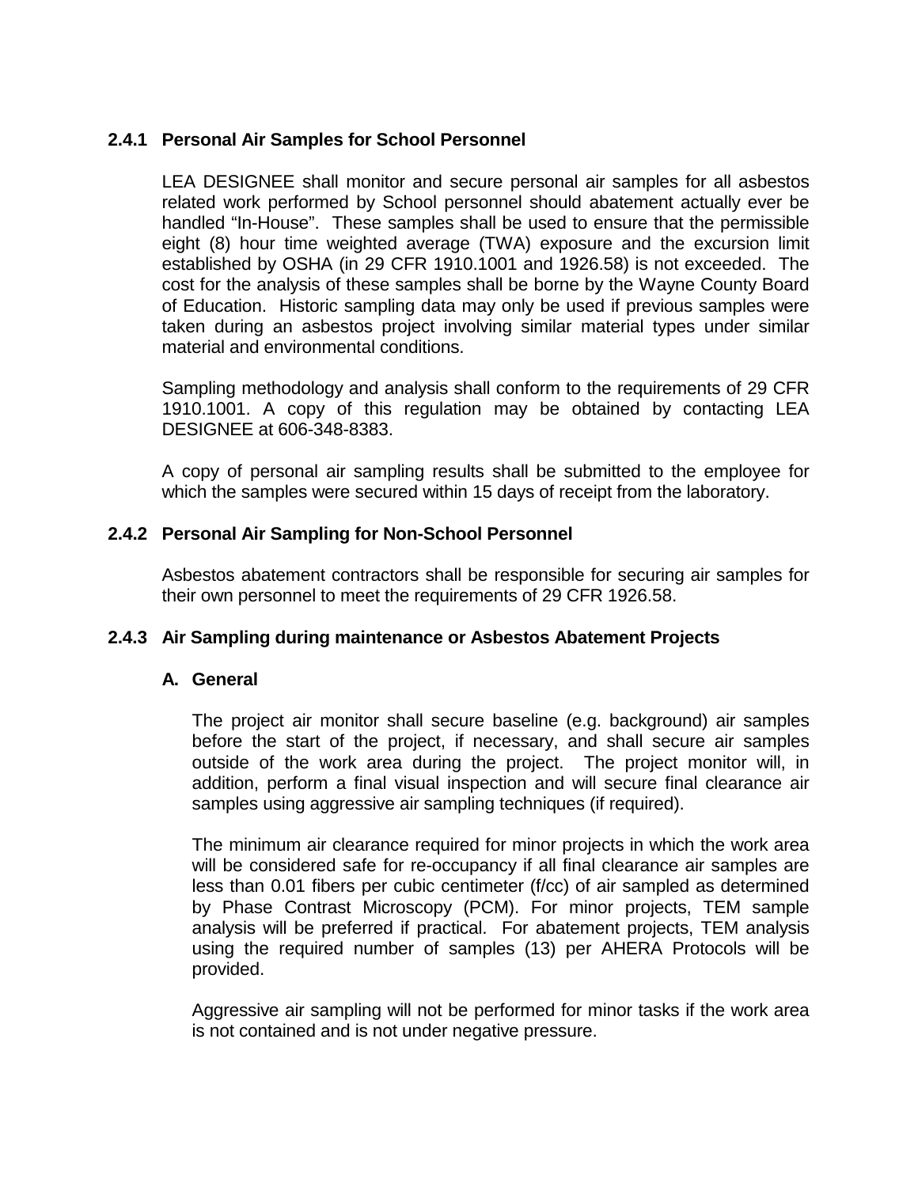### 2.4.1 Personal Air Samples for School Personnel

LEA DESIGNEE shall monitor and secure personal air samples for all asbestos related work performed by School personnel should abatement actually ever be handled "In-House". These samples shall be used to ensure that the permissible eight (8) hour time weighted average (TWA) exposure and the excursion limit established by OSHA (in 29 CFR 1910.1001 and 1926.58) is not exceeded. The cost for the analysis of these samples shall be borne by the Wayne County Board of Education. Historic sampling data may only be used if previous samples were taken during an asbestos project involving similar material types under similar material and environmental conditions.

Sampling methodology and analysis shall conform to the requirements of 29 CFR 1910.1001. A copy of this regulation may be obtained by contacting LEA DESIGNEE at 606-348-8383.

A copy of personal air sampling results shall be submitted to the employee for which the samples were secured within 15 days of receipt from the laboratory.

### 2.4.2 Personal Air Sampling for Non-School Personnel

Asbestos abatement contractors shall be responsible for securing air samples for their own personnel to meet the requirements of 29 CFR 1926.58.

### 2.4.3 Air Sampling during maintenance or Asbestos Abatement Projects

#### A. General

The project air monitor shall secure baseline (e.g. background) air samples before the start of the project, if necessary, and shall secure air samples outside of the work area during the project. The project monitor will, in addition, perform a final visual inspection and will secure final clearance air samples using aggressive air sampling techniques (if required).

The minimum air clearance required for minor projects in which the work area will be considered safe for re-occupancy if all final clearance air samples are less than 0.01 fibers per cubic centimeter (f/cc) of air sampled as determined by Phase Contrast Microscopy (PCM). For minor projects, TEM sample analysis will be preferred if practical. For abatement projects, TEM analysis using the required number of samples (13) per AHERA Protocols will be provided.

Aggressive air sampling will not be performed for minor tasks if the work area is not contained and is not under negative pressure.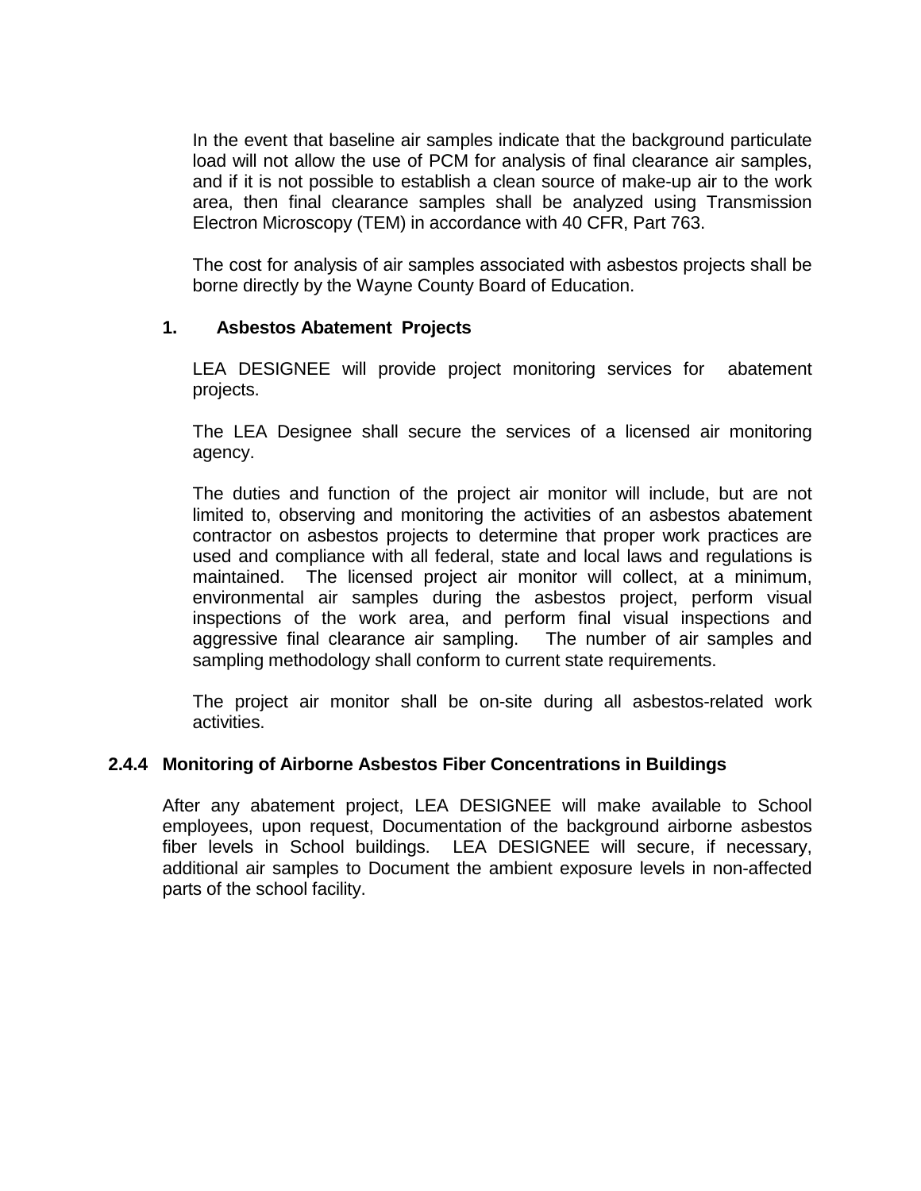In the event that baseline air samples indicate that the background particulate load will not allow the use of PCM for analysis of final clearance air samples, and if it is not possible to establish a clean source of make-up air to the work area, then final clearance samples shall be analyzed using Transmission Electron Microscopy (TEM) in accordance with 40 CFR, Part 763.

The cost for analysis of air samples associated with asbestos projects shall be borne directly by the Wayne County Board of Education.

**1. Asbestos Abatement Projects**

LEA DESIGNEE will provide project monitoring services for abatement projects.

The LEA Designee shall secure the services of a licensed air monitoring agency.

The duties and function of the project air monitor will include, but are not limited to, observing and monitoring the activities of an asbestos abatement contractor on asbestos projects to determine that proper work practices are used and compliance with all federal, state and local laws and regulations is maintained. The licensed project air monitor will collect, at a minimum, environmental air samples during the asbestos project, perform visual inspections of the work area, and perform final visual inspections and aggressive final clearance air sampling. The number of air samples and sampling methodology shall conform to current state requirements.

The project air monitor shall be on-site during all asbestos-related work activities.

### 2.4.4 Monitoring of Airborne Asbestos Fiber Concentrations in Buildings

After any abatement project, LEA DESIGNEE will make available to School employees, upon request, Documentation of the background airborne asbestos fiber levels in School buildings. LEA DESIGNEE will secure, if necessary, additional air samples to Document the ambient exposure levels in non-affected parts of the school facility.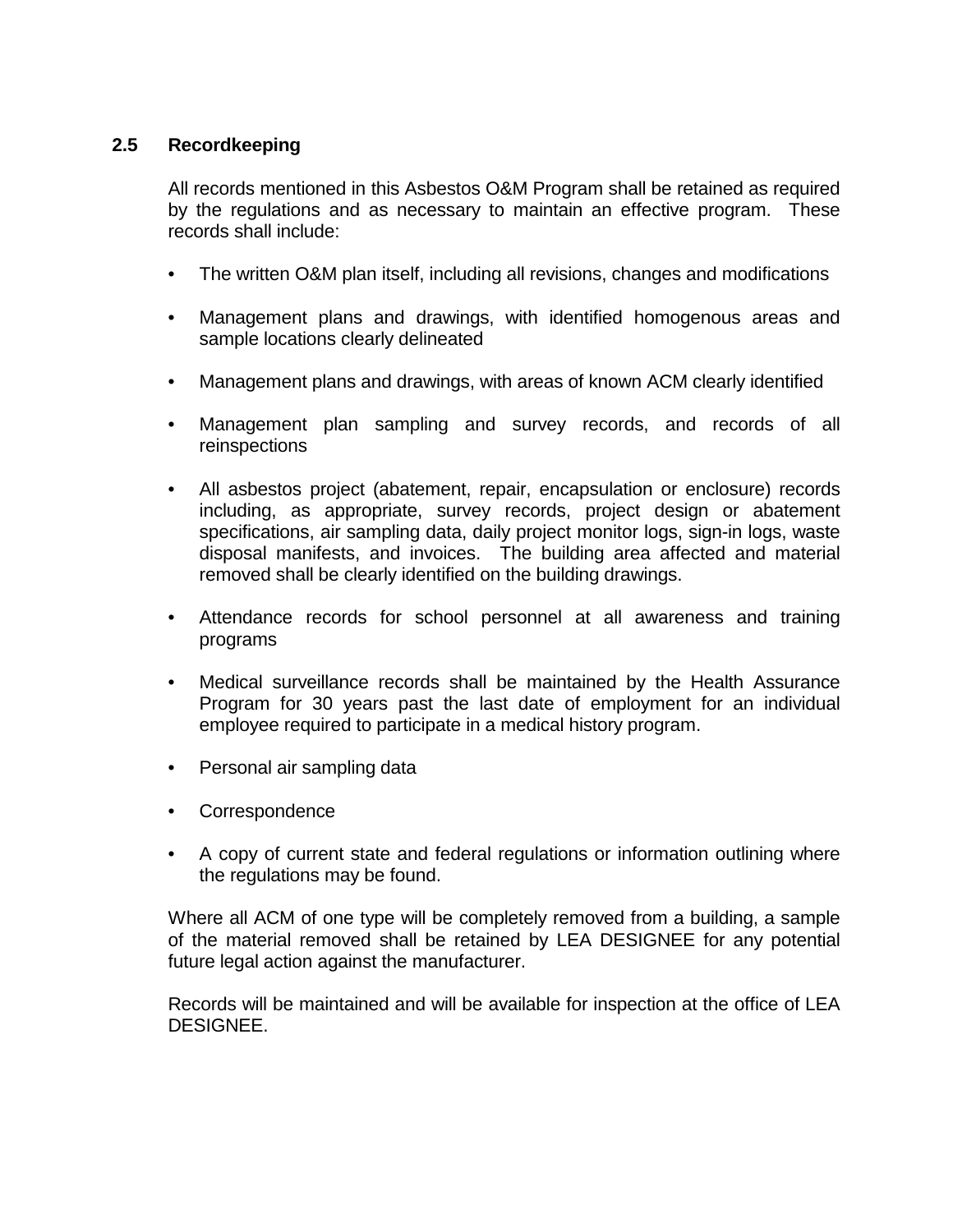## 2.5 Recordkeeping

All records mentioned in this Asbestos O&M Program shall be retained as required by the regulations and as necessary to maintain an effective program. These records shall include:

- The written O&M plan itself, including all revisions, changes and modifications
- Management plans and drawings, with identified homogenous areas and sample locations clearly delineated
- Management plans and drawings, with areas of known ACM clearly identified
- Management plan sampling and survey records, and records of all reinspections
- All asbestos project (abatement, repair, encapsulation or enclosure) records including, as appropriate, survey records, project design or abatement specifications, air sampling data, daily project monitor logs, sign-in logs, waste disposal manifests, and invoices. The building area affected and material removed shall be clearly identified on the building drawings.
- Attendance records for school personnel at all awareness and training programs
- Medical surveillance records shall be maintained by the Health Assurance Program for 30 years past the last date of employment for an individual employee required to participate in a medical history program.
- Personal air sampling data
- Correspondence
- A copy of current state and federal regulations or information outlining where the regulations may be found.

Where all ACM of one type will be completely removed from a building, a sample of the material removed shall be retained by LEA DESIGNEE for any potential future legal action against the manufacturer.

Records will be maintained and will be available for inspection at the office of LEA DESIGNEE.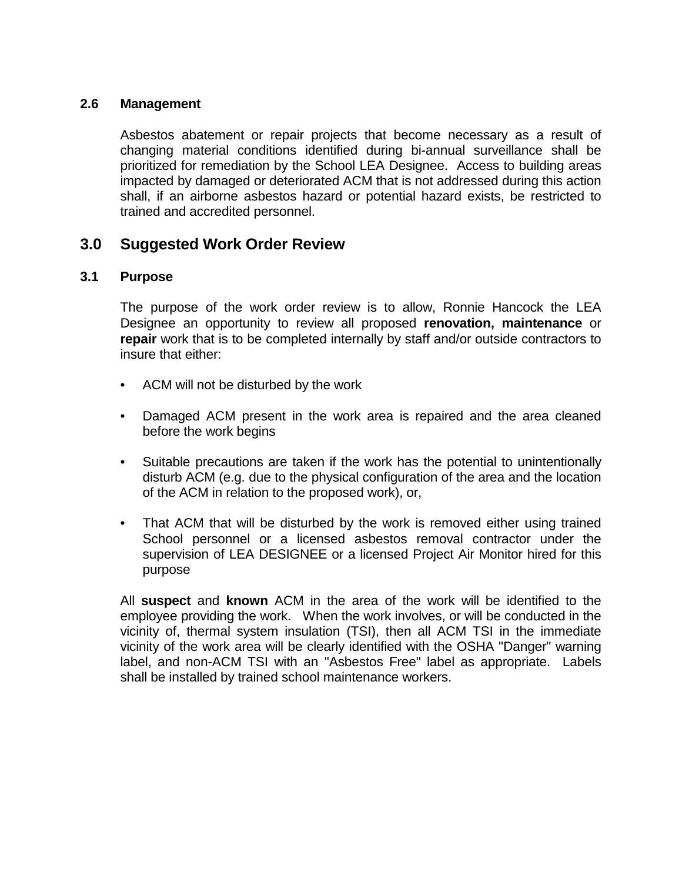### 2.6 Management

Asbestos abatement or repair projects that become necessary as a result of changing material conditions identified during bi-annual surveillance shall be prioritized for remediation by the School LEA Designee. Access to building areas impacted by damaged or deteriorated ACM that is not addressed during this action shall, if an airborne asbestos hazard or potential hazard exists, be restricted to trained and accredited personnel.

## 3.0 Suggested Work Order Review

### 3.1 Purpose

The purpose of the work order review is to allow, Ronnie Hancock the LEA Designee an opportunity to review all proposed **renovation, maintenance** or **repair** work that is to be completed internally by staff and/or outside contractors to insure that either:

- ACM will not be disturbed by the work
- Damaged ACM present in the work area is repaired and the area cleaned before the work begins
- Suitable precautions are taken if the work has the potential to unintentionally disturb ACM (e.g. due to the physical configuration of the area and the location of the ACM in relation to the proposed work), or,
- That ACM that will be disturbed by the work is removed either using trained School personnel or a licensed asbestos removal contractor under the supervision of LEA DESIGNEE or a licensed Project Air Monitor hired for this purpose

All **suspect** and **known** ACM in the area of the work will be identified to the employee providing the work. When the work involves, or will be conducted in the vicinity of, thermal system insulation (TSI), then all ACM TSI in the immediate vicinity of the work area will be clearly identified with the OSHA "Danger" warning label, and non-ACM TSI with an "Asbestos Free" label as appropriate. Labels shall be installed by trained school maintenance workers.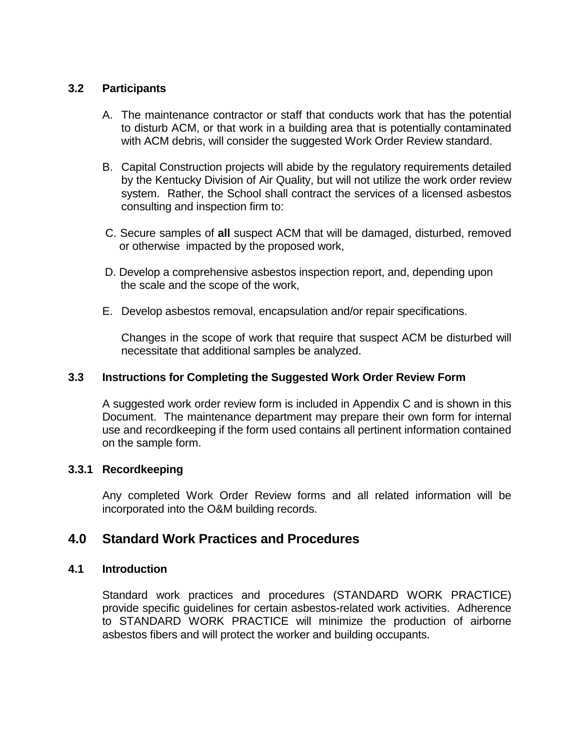### 3.2 Participants

A. The maintenance contractor or staff that conducts work that has the potential to disturb ACM, or that work in a building area that is potentially contaminated with ACM debris, will consider the suggested Work Order Review standard.

B. Capital Construction projects will abide by the regulatory requirements detailed by the Kentucky Division of Air Quality, but will not utilize the work order review system. Rather, the School shall contract the services of a licensed asbestos consulting and inspection firm to:

C. Secure samples of **all** suspect ACM that will be damaged, disturbed, removed or otherwise impacted by the proposed work,

D. Develop a comprehensive asbestos inspection report, and, depending upon the scale and the scope of the work,

E. Develop asbestos removal, encapsulation and/or repair specifications.

Changes in the scope of work that require that suspect ACM be disturbed will necessitate that additional samples be analyzed.

### 3.3 Instructions for Completing the Suggested Work Order Review Form

A suggested work order review form is included in Appendix C and is shown in this Document. The maintenance department may prepare their own form for internal use and recordkeeping if the form used contains all pertinent information contained on the sample form.

#### 3.3.1 Recordkeeping

Any completed Work Order Review forms and all related information will be incorporated into the O&M building records.

## 4.0 Standard Work Practices and Procedures

### 4.1 Introduction

Standard work practices and procedures (STANDARD WORK PRACTICE) provide specific guidelines for certain asbestos-related work activities. Adherence to STANDARD WORK PRACTICE will minimize the production of airborne asbestos fibers and will protect the worker and building occupants.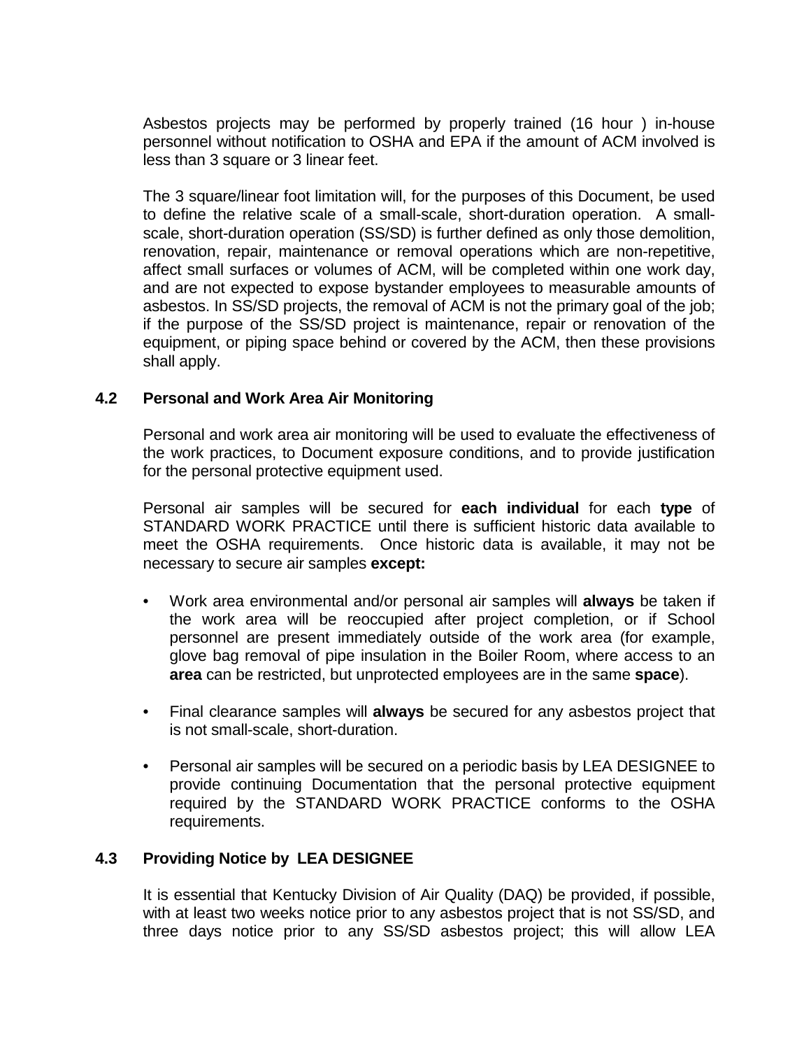Asbestos projects may be performed by properly trained (16 hour ) in-house personnel without notification to OSHA and EPA if the amount of ACM involved is less than 3 square or 3 linear feet.

The 3 square/linear foot limitation will, for the purposes of this Document, be used to define the relative scale of a small-scale, short-duration operation. A small-scale, short-duration operation (SS/SD) is further defined as only those demolition, renovation, repair, maintenance or removal operations which are non-repetitive, affect small surfaces or volumes of ACM, will be completed within one work day, and are not expected to expose bystander employees to measurable amounts of asbestos. In SS/SD projects, the removal of ACM is not the primary goal of the job; if the purpose of the SS/SD project is maintenance, repair or renovation of the equipment, or piping space behind or covered by the ACM, then these provisions shall apply.

### 4.2 Personal and Work Area Air Monitoring

Personal and work area air monitoring will be used to evaluate the effectiveness of the work practices, to Document exposure conditions, and to provide justification for the personal protective equipment used.

Personal air samples will be secured for **each individual** for each **type** of STANDARD WORK PRACTICE until there is sufficient historic data available to meet the OSHA requirements. Once historic data is available, it may not be necessary to secure air samples **except:**

- Work area environmental and/or personal air samples will **always** be taken if the work area will be reoccupied after project completion, or if School personnel are present immediately outside of the work area (for example, glove bag removal of pipe insulation in the Boiler Room, where access to an **area** can be restricted, but unprotected employees are in the same **space**).
- Final clearance samples will **always** be secured for any asbestos project that is not small-scale, short-duration.
- Personal air samples will be secured on a periodic basis by LEA DESIGNEE to provide continuing Documentation that the personal protective equipment required by the STANDARD WORK PRACTICE conforms to the OSHA requirements.

### 4.3 Providing Notice by LEA DESIGNEE

It is essential that Kentucky Division of Air Quality (DAQ) be provided, if possible, with at least two weeks notice prior to any asbestos project that is not SS/SD, and three days notice prior to any SS/SD asbestos project; this will allow LEA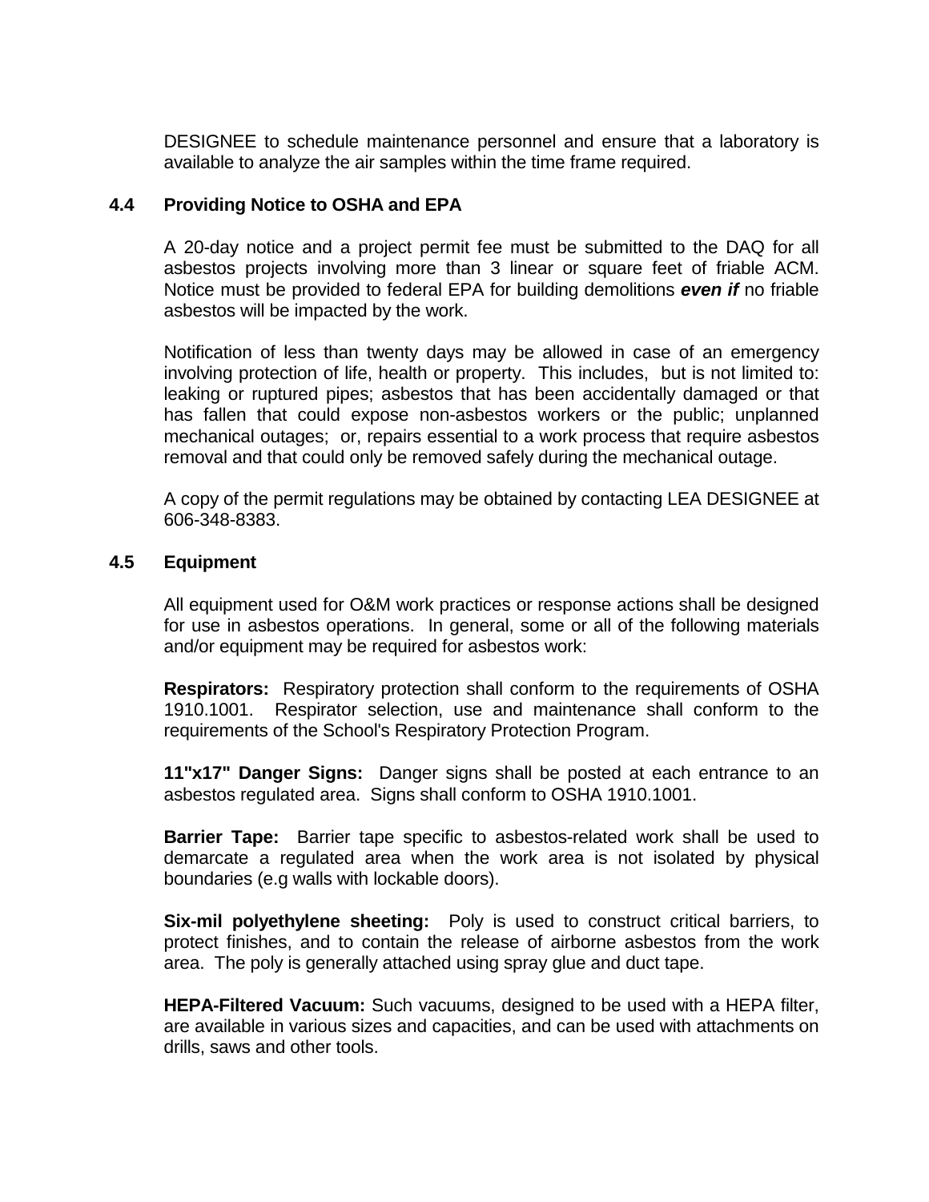DESIGNEE to schedule maintenance personnel and ensure that a laboratory is available to analyze the air samples within the time frame required.

### 4.4 Providing Notice to OSHA and EPA

A 20-day notice and a project permit fee must be submitted to the DAQ for all asbestos projects involving more than 3 linear or square feet of friable ACM. Notice must be provided to federal EPA for building demolitions ***even if*** no friable asbestos will be impacted by the work.

Notification of less than twenty days may be allowed in case of an emergency involving protection of life, health or property. This includes, but is not limited to: leaking or ruptured pipes; asbestos that has been accidentally damaged or that has fallen that could expose non-asbestos workers or the public; unplanned mechanical outages; or, repairs essential to a work process that require asbestos removal and that could only be removed safely during the mechanical outage.

A copy of the permit regulations may be obtained by contacting LEA DESIGNEE at 606-348-8383.

### 4.5 Equipment

All equipment used for O&M work practices or response actions shall be designed for use in asbestos operations. In general, some or all of the following materials and/or equipment may be required for asbestos work:

**Respirators:** Respiratory protection shall conform to the requirements of OSHA 1910.1001. Respirator selection, use and maintenance shall conform to the requirements of the School's Respiratory Protection Program.

**11"x17" Danger Signs:** Danger signs shall be posted at each entrance to an asbestos regulated area. Signs shall conform to OSHA 1910.1001.

**Barrier Tape:** Barrier tape specific to asbestos-related work shall be used to demarcate a regulated area when the work area is not isolated by physical boundaries (e.g walls with lockable doors).

**Six-mil polyethylene sheeting:** Poly is used to construct critical barriers, to protect finishes, and to contain the release of airborne asbestos from the work area. The poly is generally attached using spray glue and duct tape.

**HEPA-Filtered Vacuum:** Such vacuums, designed to be used with a HEPA filter, are available in various sizes and capacities, and can be used with attachments on drills, saws and other tools.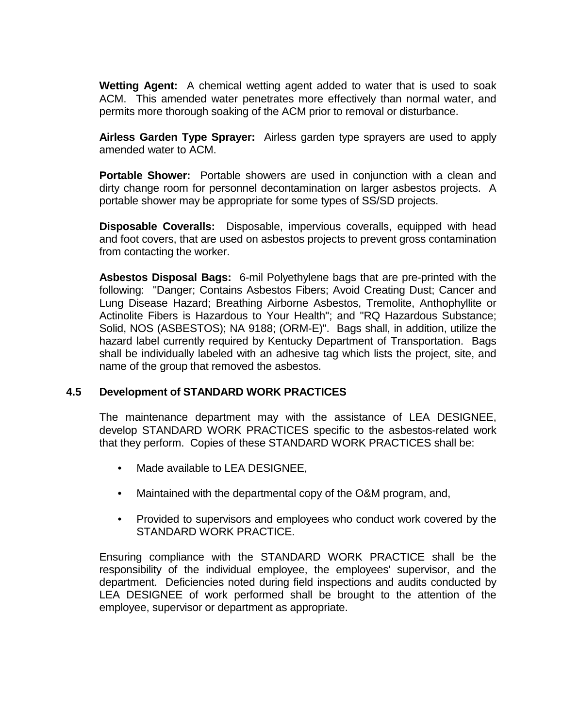**Wetting Agent:** A chemical wetting agent added to water that is used to soak ACM. This amended water penetrates more effectively than normal water, and permits more thorough soaking of the ACM prior to removal or disturbance.

**Airless Garden Type Sprayer:** Airless garden type sprayers are used to apply amended water to ACM.

**Portable Shower:** Portable showers are used in conjunction with a clean and dirty change room for personnel decontamination on larger asbestos projects. A portable shower may be appropriate for some types of SS/SD projects.

**Disposable Coveralls:** Disposable, impervious coveralls, equipped with head and foot covers, that are used on asbestos projects to prevent gross contamination from contacting the worker.

**Asbestos Disposal Bags:** 6-mil Polyethylene bags that are pre-printed with the following: "Danger; Contains Asbestos Fibers; Avoid Creating Dust; Cancer and Lung Disease Hazard; Breathing Airborne Asbestos, Tremolite, Anthophyllite or Actinolite Fibers is Hazardous to Your Health"; and "RQ Hazardous Substance; Solid, NOS (ASBESTOS); NA 9188; (ORM-E)". Bags shall, in addition, utilize the hazard label currently required by Kentucky Department of Transportation. Bags shall be individually labeled with an adhesive tag which lists the project, site, and name of the group that removed the asbestos.

### 4.5 Development of STANDARD WORK PRACTICES

The maintenance department may with the assistance of LEA DESIGNEE, develop STANDARD WORK PRACTICES specific to the asbestos-related work that they perform. Copies of these STANDARD WORK PRACTICES shall be:

- Made available to LEA DESIGNEE,
- Maintained with the departmental copy of the O&M program, and,
- Provided to supervisors and employees who conduct work covered by the STANDARD WORK PRACTICE.

Ensuring compliance with the STANDARD WORK PRACTICE shall be the responsibility of the individual employee, the employees' supervisor, and the department. Deficiencies noted during field inspections and audits conducted by LEA DESIGNEE of work performed shall be brought to the attention of the employee, supervisor or department as appropriate.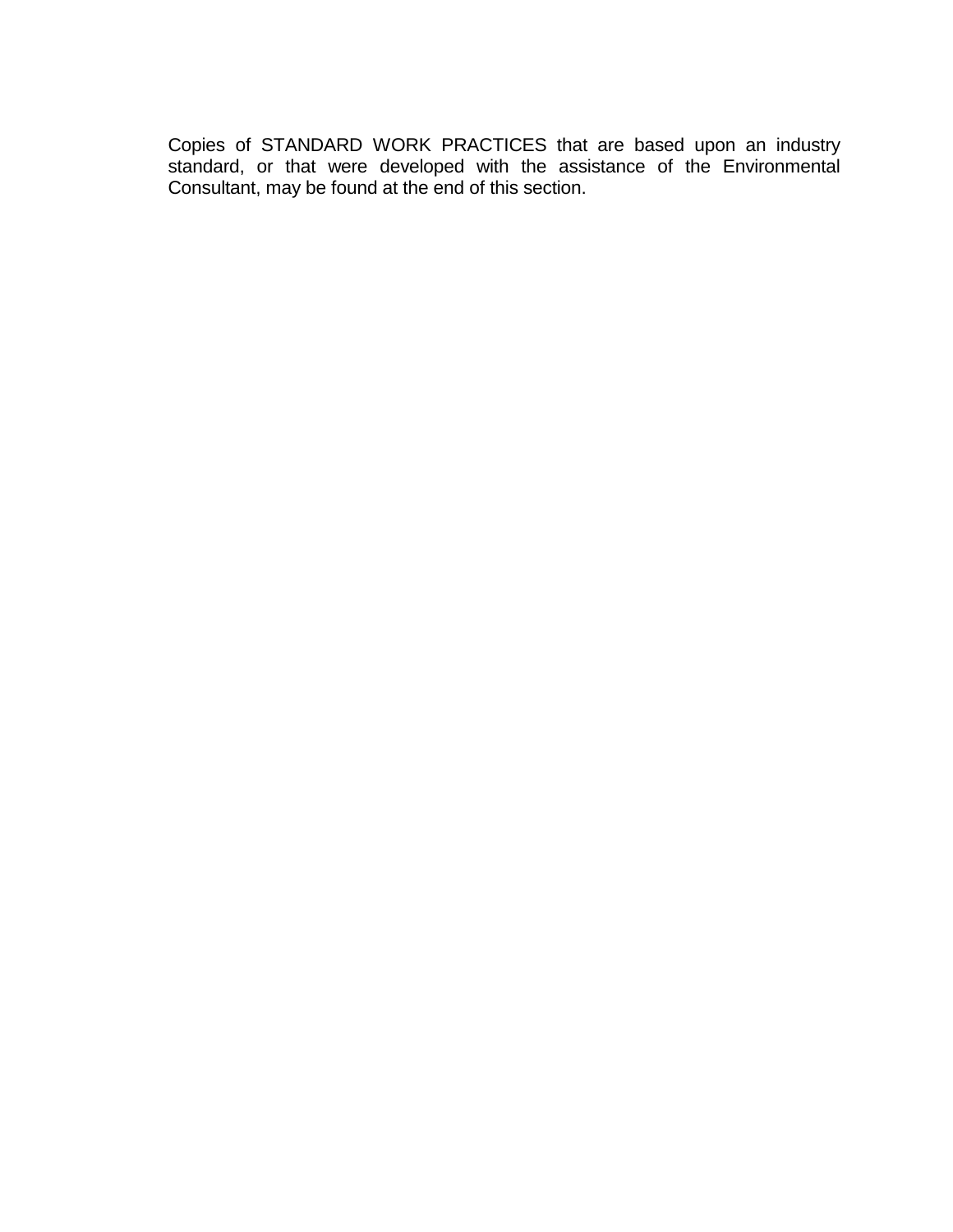Copies of STANDARD WORK PRACTICES that are based upon an industry standard, or that were developed with the assistance of the Environmental Consultant, may be found at the end of this section.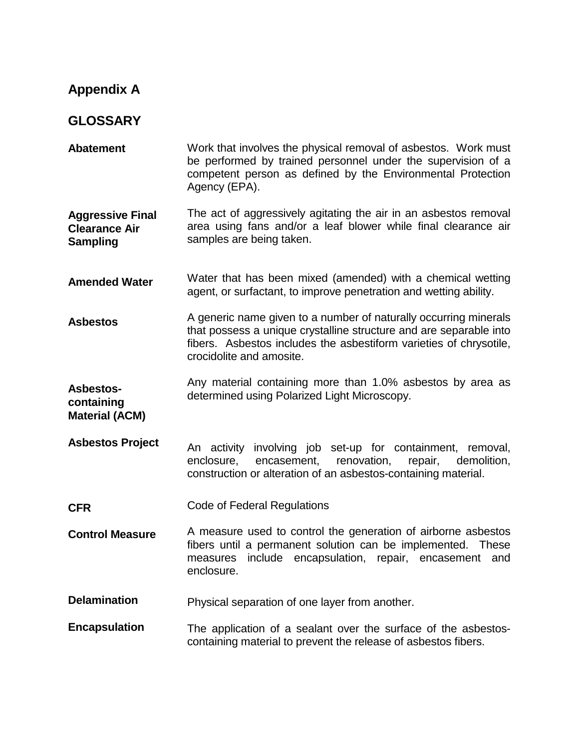## Appendix A

## GLOSSARY

**Abatement**
Work that involves the physical removal of asbestos. Work must be performed by trained personnel under the supervision of a competent person as defined by the Environmental Protection Agency (EPA).

**Aggressive Final Clearance Air Sampling**
The act of aggressively agitating the air in an asbestos removal area using fans and/or a leaf blower while final clearance air samples are being taken.

**Amended Water**
Water that has been mixed (amended) with a chemical wetting agent, or surfactant, to improve penetration and wetting ability.

**Asbestos**
A generic name given to a number of naturally occurring minerals that possess a unique crystalline structure and are separable into fibers. Asbestos includes the asbestiform varieties of chrysotile, crocidolite and amosite.

**Asbestos-containing Material (ACM)**
Any material containing more than 1.0% asbestos by area as determined using Polarized Light Microscopy.

**Asbestos Project**
An activity involving job set-up for containment, removal, enclosure, encasement, renovation, repair, demolition, construction or alteration of an asbestos-containing material.

**CFR**
Code of Federal Regulations

**Control Measure**
A measure used to control the generation of airborne asbestos fibers until a permanent solution can be implemented. These measures include encapsulation, repair, encasement and enclosure.

**Delamination**
Physical separation of one layer from another.

**Encapsulation**
The application of a sealant over the surface of the asbestos-containing material to prevent the release of asbestos fibers.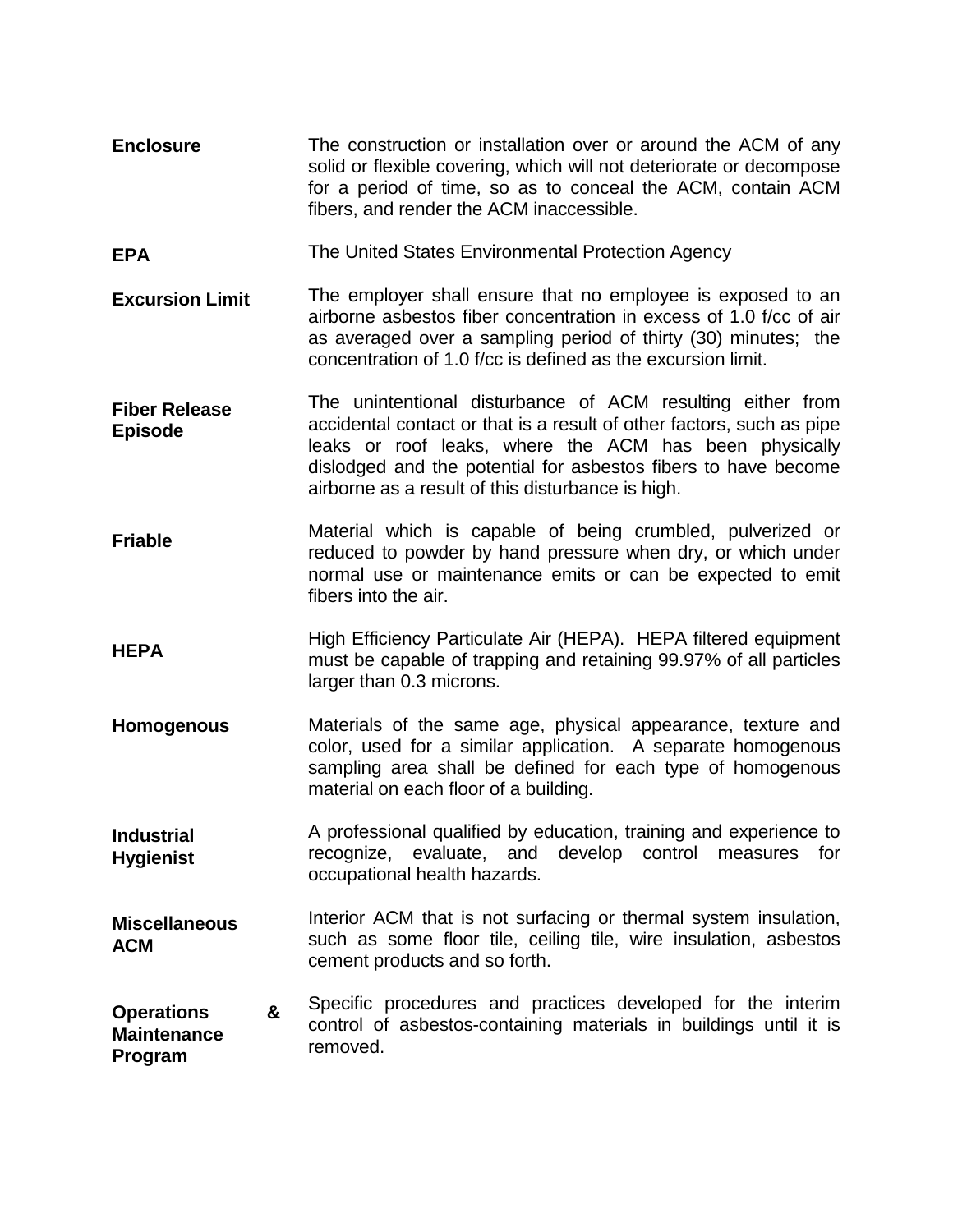**Enclosure** The construction or installation over or around the ACM of any solid or flexible covering, which will not deteriorate or decompose for a period of time, so as to conceal the ACM, contain ACM fibers, and render the ACM inaccessible.

**EPA** The United States Environmental Protection Agency

**Excursion Limit** The employer shall ensure that no employee is exposed to an airborne asbestos fiber concentration in excess of 1.0 f/cc of air as averaged over a sampling period of thirty (30) minutes; the concentration of 1.0 f/cc is defined as the excursion limit.

**Fiber Release Episode** The unintentional disturbance of ACM resulting either from accidental contact or that is a result of other factors, such as pipe leaks or roof leaks, where the ACM has been physically dislodged and the potential for asbestos fibers to have become airborne as a result of this disturbance is high.

**Friable** Material which is capable of being crumbled, pulverized or reduced to powder by hand pressure when dry, or which under normal use or maintenance emits or can be expected to emit fibers into the air.

**HEPA** High Efficiency Particulate Air (HEPA). HEPA filtered equipment must be capable of trapping and retaining 99.97% of all particles larger than 0.3 microns.

**Homogenous** Materials of the same age, physical appearance, texture and color, used for a similar application. A separate homogenous sampling area shall be defined for each type of homogenous material on each floor of a building.

**Industrial Hygienist** A professional qualified by education, training and experience to recognize, evaluate, and develop control measures for occupational health hazards.

**Miscellaneous ACM** Interior ACM that is not surfacing or thermal system insulation, such as some floor tile, ceiling tile, wire insulation, asbestos cement products and so forth.

**Operations & Maintenance Program** Specific procedures and practices developed for the interim control of asbestos-containing materials in buildings until it is removed.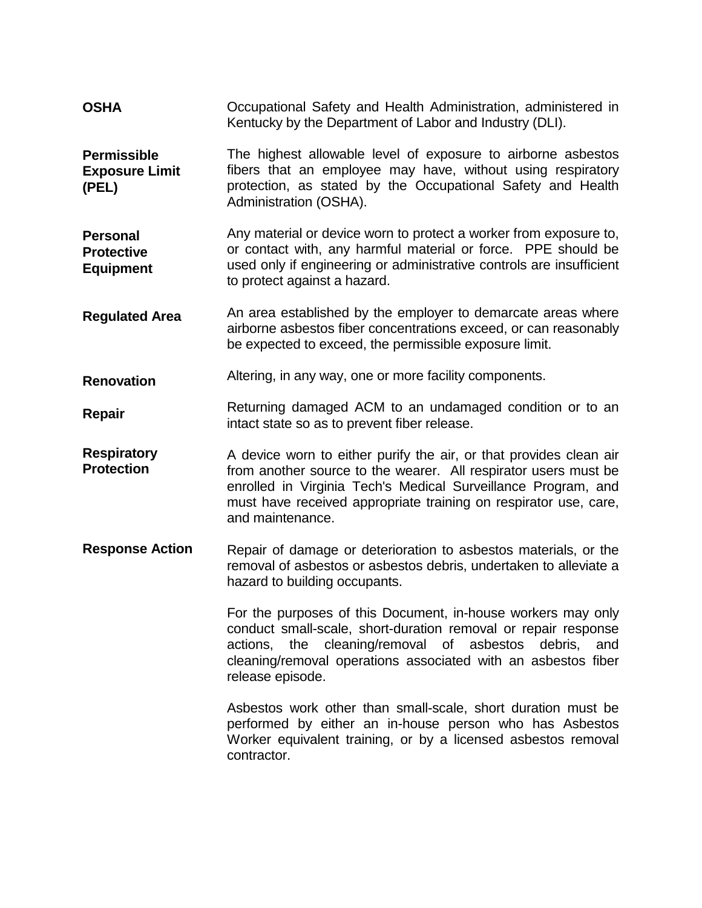**OSHA**
Occupational Safety and Health Administration, administered in Kentucky by the Department of Labor and Industry (DLI).

**Permissible Exposure Limit (PEL)**
The highest allowable level of exposure to airborne asbestos fibers that an employee may have, without using respiratory protection, as stated by the Occupational Safety and Health Administration (OSHA).

**Personal Protective Equipment**
Any material or device worn to protect a worker from exposure to, or contact with, any harmful material or force. PPE should be used only if engineering or administrative controls are insufficient to protect against a hazard.

**Regulated Area**
An area established by the employer to demarcate areas where airborne asbestos fiber concentrations exceed, or can reasonably be expected to exceed, the permissible exposure limit.

**Renovation**
Altering, in any way, one or more facility components.

**Repair**
Returning damaged ACM to an undamaged condition or to an intact state so as to prevent fiber release.

**Respiratory Protection**
A device worn to either purify the air, or that provides clean air from another source to the wearer. All respirator users must be enrolled in Virginia Tech's Medical Surveillance Program, and must have received appropriate training on respirator use, care, and maintenance.

**Response Action**
Repair of damage or deterioration to asbestos materials, or the removal of asbestos or asbestos debris, undertaken to alleviate a hazard to building occupants.

For the purposes of this Document, in-house workers may only conduct small-scale, short-duration removal or repair response actions, the cleaning/removal of asbestos debris, and cleaning/removal operations associated with an asbestos fiber release episode.

Asbestos work other than small-scale, short duration must be performed by either an in-house person who has Asbestos Worker equivalent training, or by a licensed asbestos removal contractor.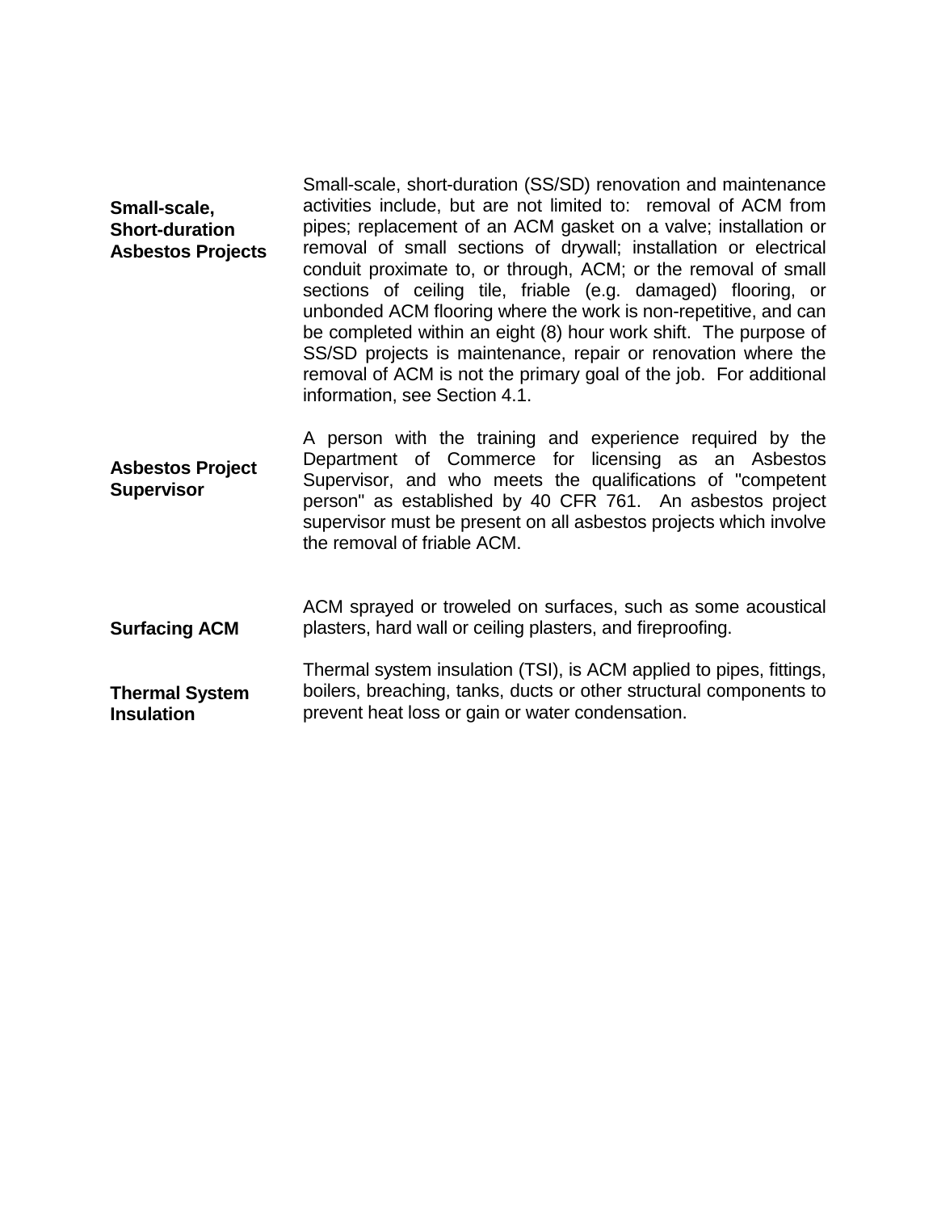**Small-scale, Short-duration Asbestos Projects**

Small-scale, short-duration (SS/SD) renovation and maintenance activities include, but are not limited to: removal of ACM from pipes; replacement of an ACM gasket on a valve; installation or removal of small sections of drywall; installation or electrical conduit proximate to, or through, ACM; or the removal of small sections of ceiling tile, friable (e.g. damaged) flooring, or unbonded ACM flooring where the work is non-repetitive, and can be completed within an eight (8) hour work shift. The purpose of SS/SD projects is maintenance, repair or renovation where the removal of ACM is not the primary goal of the job. For additional information, see Section 4.1.

**Asbestos Project Supervisor**

A person with the training and experience required by the Department of Commerce for licensing as an Asbestos Supervisor, and who meets the qualifications of "competent person" as established by 40 CFR 761. An asbestos project supervisor must be present on all asbestos projects which involve the removal of friable ACM.

**Surfacing ACM**

ACM sprayed or troweled on surfaces, such as some acoustical plasters, hard wall or ceiling plasters, and fireproofing.

**Thermal System Insulation**

Thermal system insulation (TSI), is ACM applied to pipes, fittings, boilers, breaching, tanks, ducts or other structural components to prevent heat loss or gain or water condensation.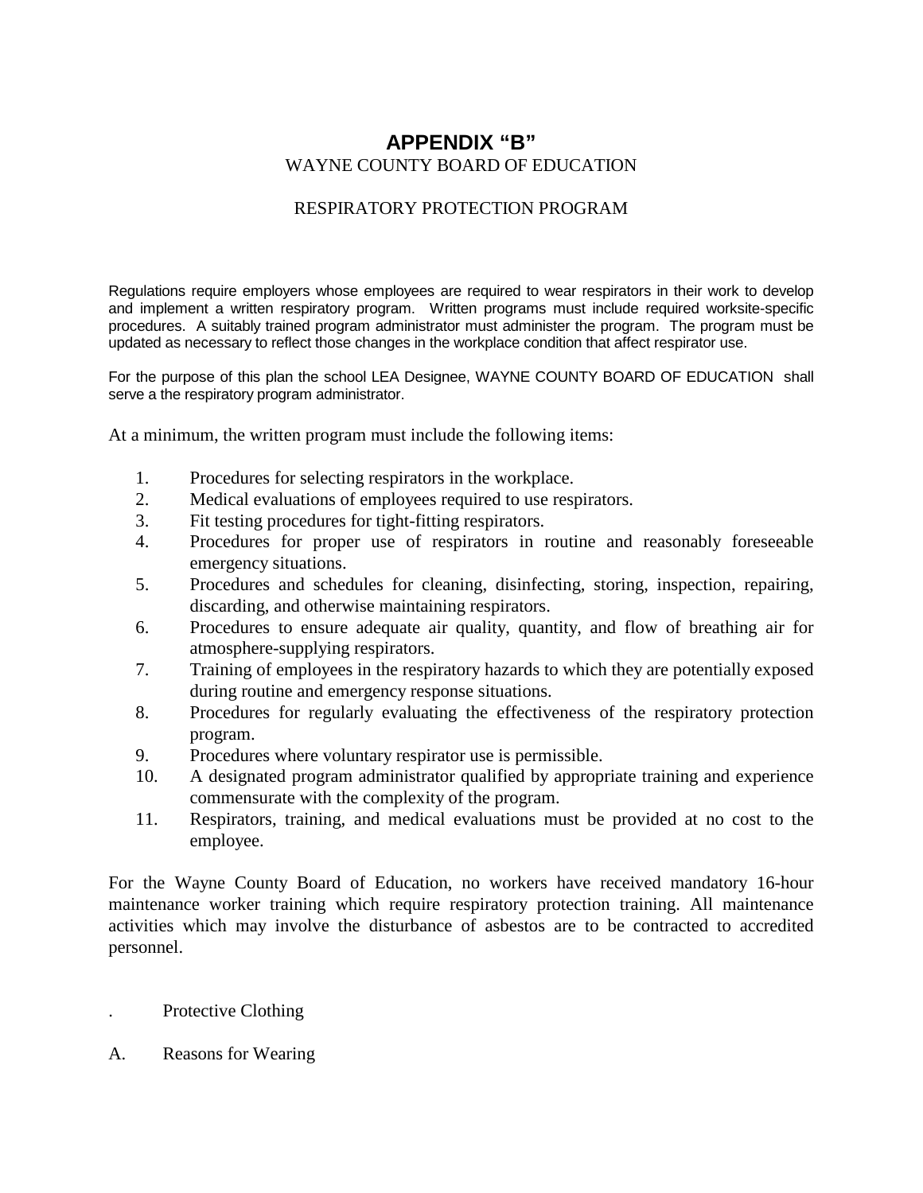# APPENDIX "B"

WAYNE COUNTY BOARD OF EDUCATION

RESPIRATORY PROTECTION PROGRAM

Regulations require employers whose employees are required to wear respirators in their work to develop and implement a written respiratory program. Written programs must include required worksite-specific procedures. A suitably trained program administrator must administer the program. The program must be updated as necessary to reflect those changes in the workplace condition that affect respirator use.

For the purpose of this plan the school LEA Designee, WAYNE COUNTY BOARD OF EDUCATION shall serve a the respiratory program administrator.

At a minimum, the written program must include the following items:

1. Procedures for selecting respirators in the workplace.
2. Medical evaluations of employees required to use respirators.
3. Fit testing procedures for tight-fitting respirators.
4. Procedures for proper use of respirators in routine and reasonably foreseeable emergency situations.
5. Procedures and schedules for cleaning, disinfecting, storing, inspection, repairing, discarding, and otherwise maintaining respirators.
6. Procedures to ensure adequate air quality, quantity, and flow of breathing air for atmosphere-supplying respirators.
7. Training of employees in the respiratory hazards to which they are potentially exposed during routine and emergency response situations.
8. Procedures for regularly evaluating the effectiveness of the respiratory protection program.
9. Procedures where voluntary respirator use is permissible.
10. A designated program administrator qualified by appropriate training and experience commensurate with the complexity of the program.
11. Respirators, training, and medical evaluations must be provided at no cost to the employee.

For the Wayne County Board of Education, no workers have received mandatory 16-hour maintenance worker training which require respiratory protection training. All maintenance activities which may involve the disturbance of asbestos are to be contracted to accredited personnel.

. Protective Clothing

A. Reasons for Wearing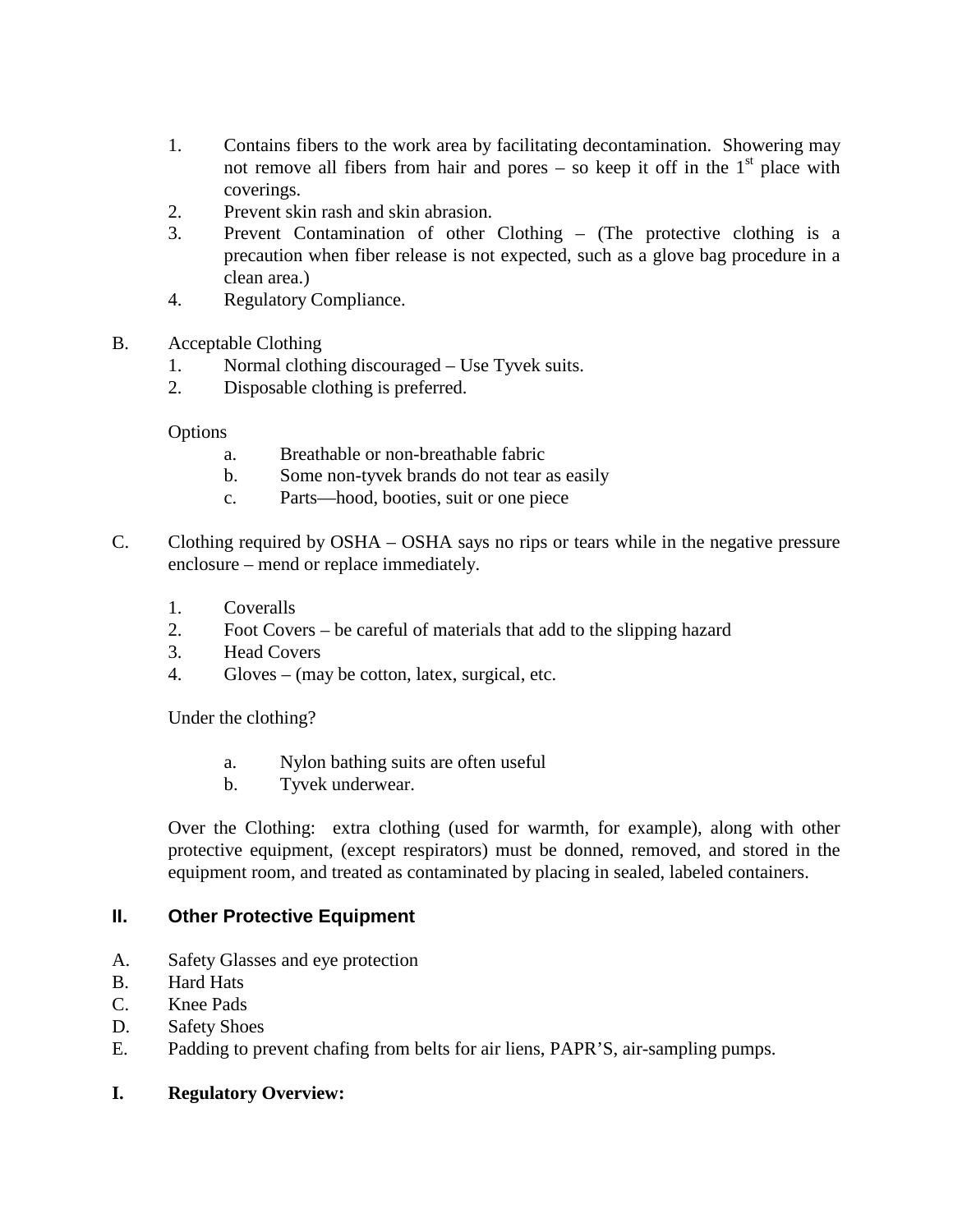1. Contains fibers to the work area by facilitating decontamination. Showering may not remove all fibers from hair and pores – so keep it off in the 1st place with coverings.
2. Prevent skin rash and skin abrasion.
3. Prevent Contamination of other Clothing – (The protective clothing is a precaution when fiber release is not expected, such as a glove bag procedure in a clean area.)
4. Regulatory Compliance.

B. Acceptable Clothing
1. Normal clothing discouraged – Use Tyvek suits.
2. Disposable clothing is preferred.

Options
   a. Breathable or non-breathable fabric
   b. Some non-tyvek brands do not tear as easily
   c. Parts—hood, booties, suit or one piece

C. Clothing required by OSHA – OSHA says no rips or tears while in the negative pressure enclosure – mend or replace immediately.

1. Coveralls
2. Foot Covers – be careful of materials that add to the slipping hazard
3. Head Covers
4. Gloves – (may be cotton, latex, surgical, etc.

Under the clothing?

   a. Nylon bathing suits are often useful
   b. Tyvek underwear.

Over the Clothing: extra clothing (used for warmth, for example), along with other protective equipment, (except respirators) must be donned, removed, and stored in the equipment room, and treated as contaminated by placing in sealed, labeled containers.

## II. Other Protective Equipment

A. Safety Glasses and eye protection
B. Hard Hats
C. Knee Pads
D. Safety Shoes
E. Padding to prevent chafing from belts for air liens, PAPR'S, air-sampling pumps.

## I. Regulatory Overview: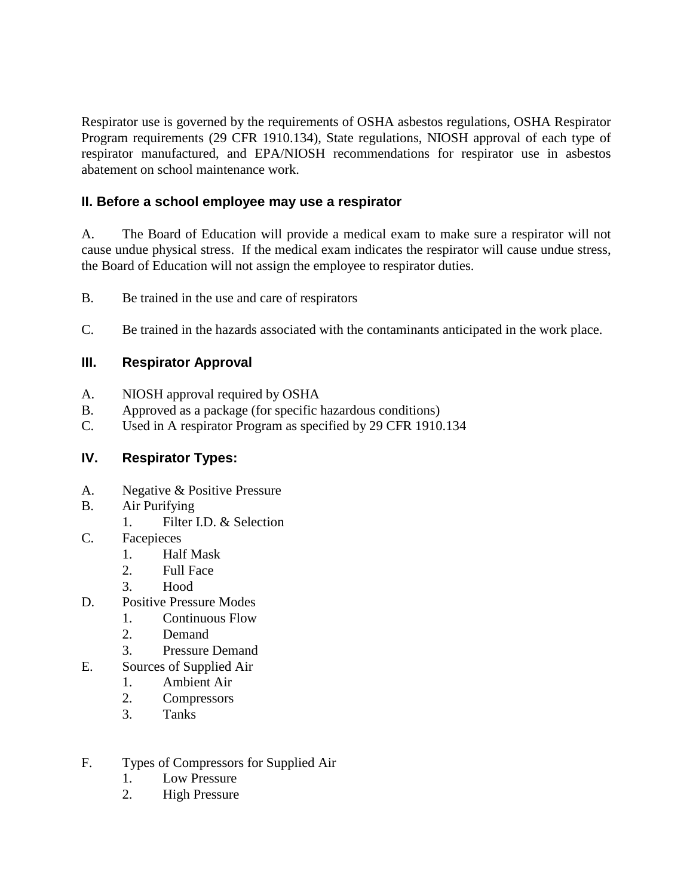Respirator use is governed by the requirements of OSHA asbestos regulations, OSHA Respirator Program requirements (29 CFR 1910.134), State regulations, NIOSH approval of each type of respirator manufactured, and EPA/NIOSH recommendations for respirator use in asbestos abatement on school maintenance work.

### II. Before a school employee may use a respirator

A. The Board of Education will provide a medical exam to make sure a respirator will not cause undue physical stress. If the medical exam indicates the respirator will cause undue stress, the Board of Education will not assign the employee to respirator duties.

B. Be trained in the use and care of respirators

C. Be trained in the hazards associated with the contaminants anticipated in the work place.

### III. Respirator Approval

A. NIOSH approval required by OSHA
B. Approved as a package (for specific hazardous conditions)
C. Used in A respirator Program as specified by 29 CFR 1910.134

### IV. Respirator Types:

A. Negative & Positive Pressure
B. Air Purifying
   1. Filter I.D. & Selection
C. Facepieces
   1. Half Mask
   2. Full Face
   3. Hood
D. Positive Pressure Modes
   1. Continuous Flow
   2. Demand
   3. Pressure Demand
E. Sources of Supplied Air
   1. Ambient Air
   2. Compressors
   3. Tanks

F. Types of Compressors for Supplied Air
   1. Low Pressure
   2. High Pressure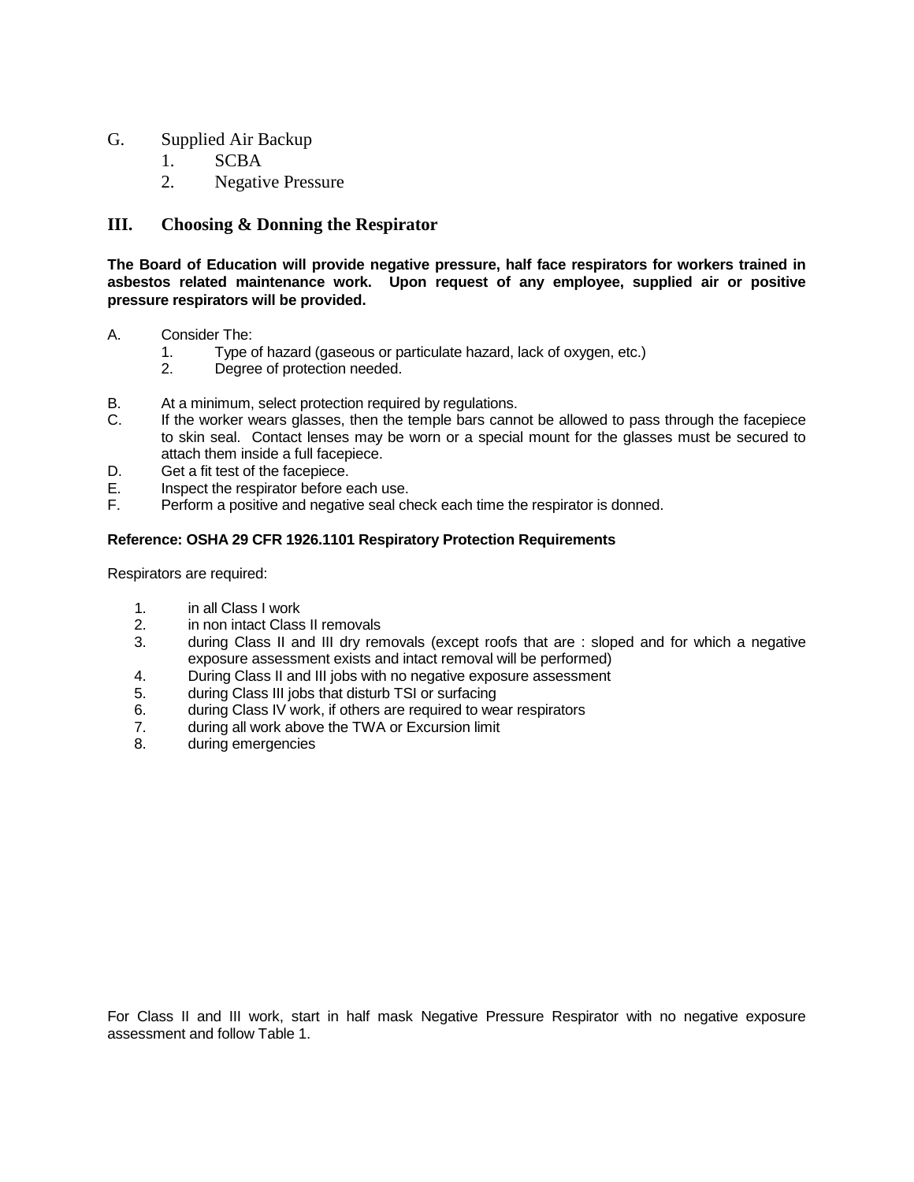G. Supplied Air Backup
   1. SCBA
   2. Negative Pressure

## III. Choosing & Donning the Respirator

**The Board of Education will provide negative pressure, half face respirators for workers trained in asbestos related maintenance work. Upon request of any employee, supplied air or positive pressure respirators will be provided.**

A. Consider The:
   1. Type of hazard (gaseous or particulate hazard, lack of oxygen, etc.)
   2. Degree of protection needed.

B. At a minimum, select protection required by regulations.
C. If the worker wears glasses, then the temple bars cannot be allowed to pass through the facepiece to skin seal. Contact lenses may be worn or a special mount for the glasses must be secured to attach them inside a full facepiece.
D. Get a fit test of the facepiece.
E. Inspect the respirator before each use.
F. Perform a positive and negative seal check each time the respirator is donned.

**Reference: OSHA 29 CFR 1926.1101 Respiratory Protection Requirements**

Respirators are required:

1. in all Class I work
2. in non intact Class II removals
3. during Class II and III dry removals (except roofs that are : sloped and for which a negative exposure assessment exists and intact removal will be performed)
4. During Class II and III jobs with no negative exposure assessment
5. during Class III jobs that disturb TSI or surfacing
6. during Class IV work, if others are required to wear respirators
7. during all work above the TWA or Excursion limit
8. during emergencies

For Class II and III work, start in half mask Negative Pressure Respirator with no negative exposure assessment and follow Table 1.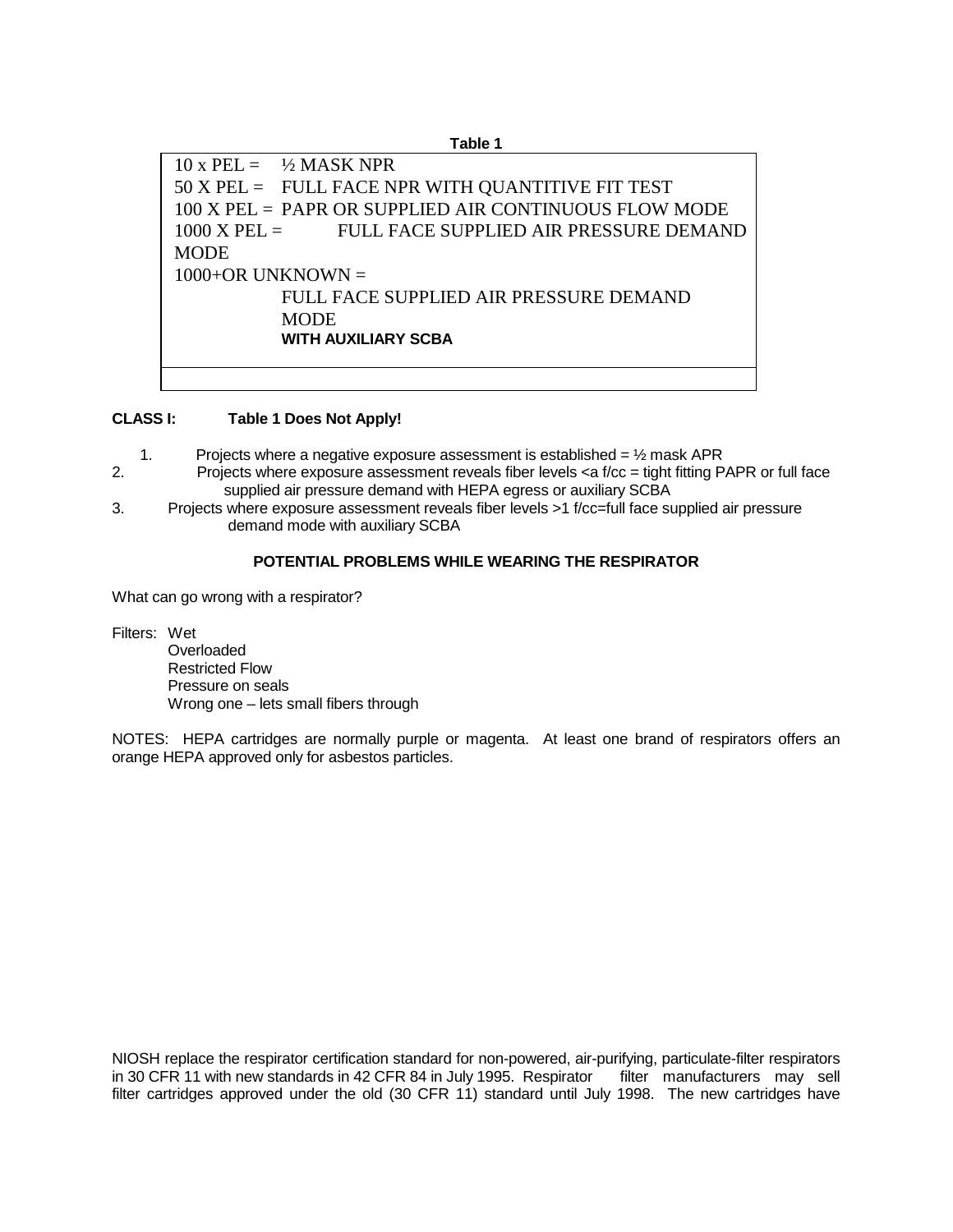**Table 1**

| |
|---|
| 10 x PEL = ½ MASK NPR<br>50 X PEL = FULL FACE NPR WITH QUANTITIVE FIT TEST<br>100 X PEL = PAPR OR SUPPLIED AIR CONTINUOUS FLOW MODE<br>1000 X PEL = FULL FACE SUPPLIED AIR PRESSURE DEMAND MODE<br>1000+OR UNKNOWN =<br>FULL FACE SUPPLIED AIR PRESSURE DEMAND MODE<br>**WITH AUXILIARY SCBA** |
| |

**CLASS I: Table 1 Does Not Apply!**

1. Projects where a negative exposure assessment is established = ½ mask APR
2. Projects where exposure assessment reveals fiber levels <a f/cc = tight fitting PAPR or full face supplied air pressure demand with HEPA egress or auxiliary SCBA
3. Projects where exposure assessment reveals fiber levels >1 f/cc=full face supplied air pressure demand mode with auxiliary SCBA

**POTENTIAL PROBLEMS WHILE WEARING THE RESPIRATOR**

What can go wrong with a respirator?

Filters: Wet
Overloaded
Restricted Flow
Pressure on seals
Wrong one – lets small fibers through

NOTES: HEPA cartridges are normally purple or magenta. At least one brand of respirators offers an orange HEPA approved only for asbestos particles.

NIOSH replace the respirator certification standard for non-powered, air-purifying, particulate-filter respirators in 30 CFR 11 with new standards in 42 CFR 84 in July 1995. Respirator filter manufacturers may sell filter cartridges approved under the old (30 CFR 11) standard until July 1998. The new cartridges have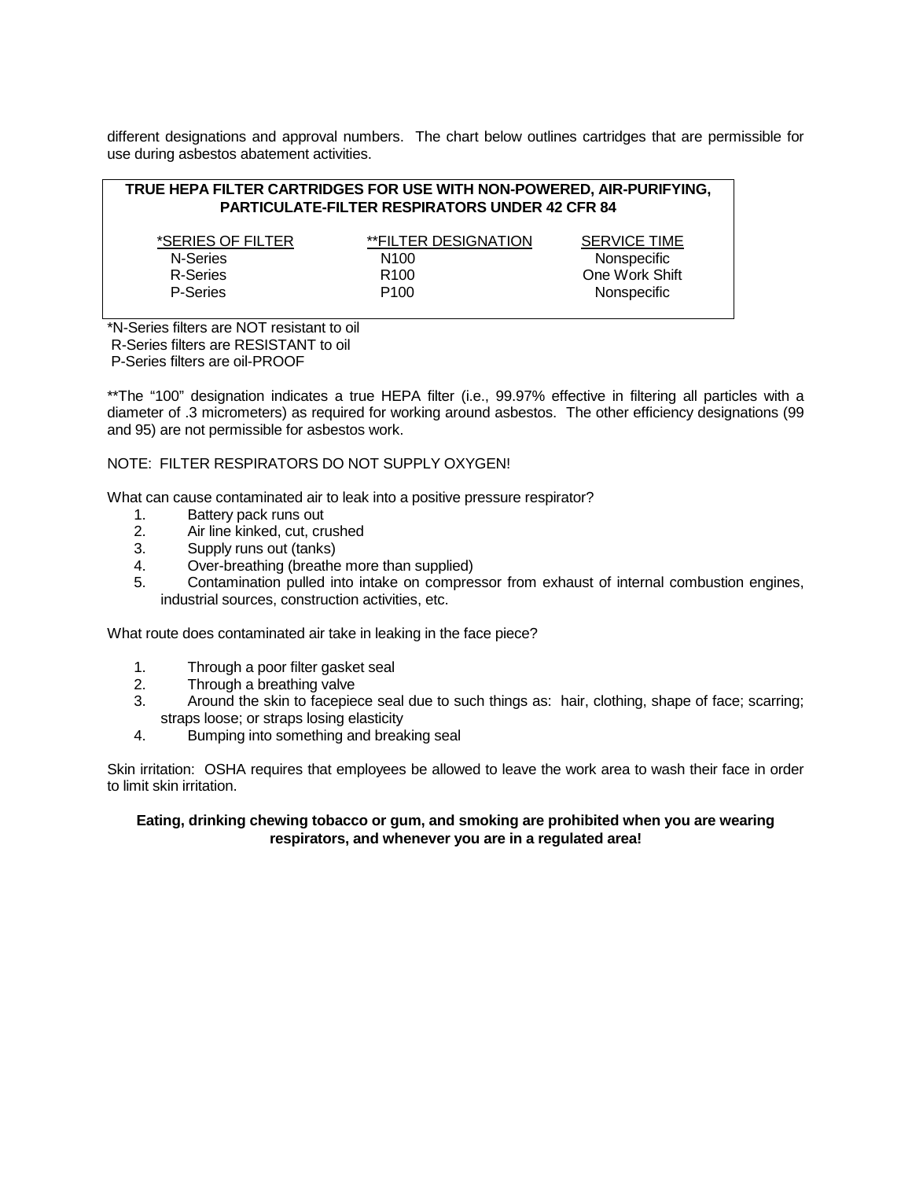different designations and approval numbers. The chart below outlines cartridges that are permissible for use during asbestos abatement activities.

**TRUE HEPA FILTER CARTRIDGES FOR USE WITH NON-POWERED, AIR-PURIFYING, PARTICULATE-FILTER RESPIRATORS UNDER 42 CFR 84**

| *SERIES OF FILTER | **FILTER DESIGNATION | SERVICE TIME |
|---|---|---|
| N-Series | N100 | Nonspecific |
| R-Series | R100 | One Work Shift |
| P-Series | P100 | Nonspecific |

*N-Series filters are NOT resistant to oil
R-Series filters are RESISTANT to oil
P-Series filters are oil-PROOF

**The "100" designation indicates a true HEPA filter (i.e., 99.97% effective in filtering all particles with a diameter of .3 micrometers) as required for working around asbestos. The other efficiency designations (99 and 95) are not permissible for asbestos work.

NOTE: FILTER RESPIRATORS DO NOT SUPPLY OXYGEN!

What can cause contaminated air to leak into a positive pressure respirator?

1. Battery pack runs out
2. Air line kinked, cut, crushed
3. Supply runs out (tanks)
4. Over-breathing (breathe more than supplied)
5. Contamination pulled into intake on compressor from exhaust of internal combustion engines, industrial sources, construction activities, etc.

What route does contaminated air take in leaking in the face piece?

1. Through a poor filter gasket seal
2. Through a breathing valve
3. Around the skin to facepiece seal due to such things as: hair, clothing, shape of face; scarring; straps loose; or straps losing elasticity
4. Bumping into something and breaking seal

Skin irritation: OSHA requires that employees be allowed to leave the work area to wash their face in order to limit skin irritation.

**Eating, drinking chewing tobacco or gum, and smoking are prohibited when you are wearing respirators, and whenever you are in a regulated area!**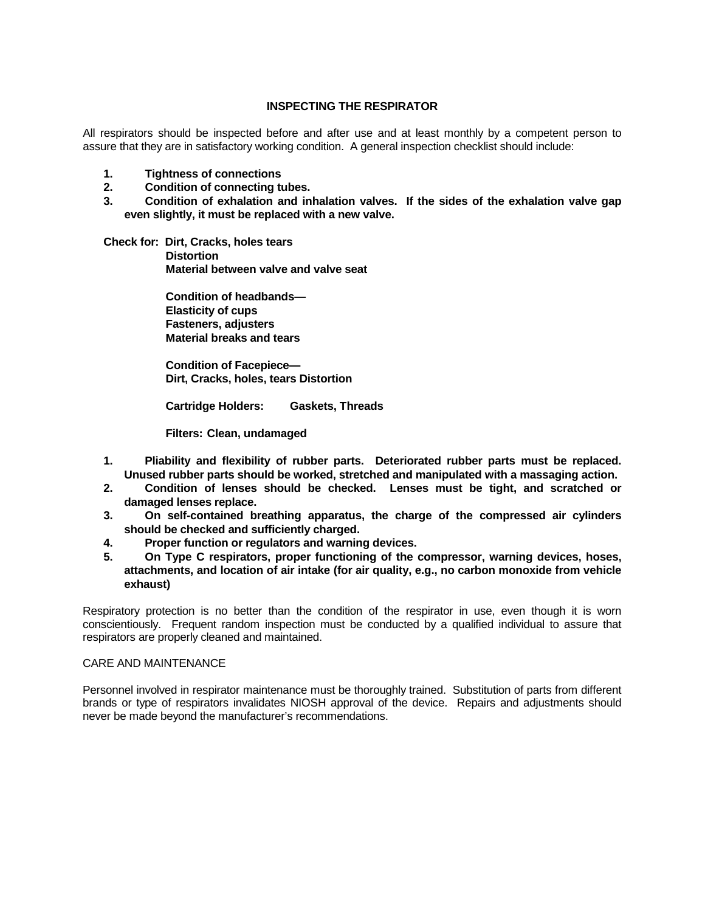## INSPECTING THE RESPIRATOR

All respirators should be inspected before and after use and at least monthly by a competent person to assure that they are in satisfactory working condition. A general inspection checklist should include:

1. **Tightness of connections**
2. **Condition of connecting tubes.**
3. **Condition of exhalation and inhalation valves. If the sides of the exhalation valve gap even slightly, it must be replaced with a new valve.**

**Check for: Dirt, Cracks, holes tears**
**Distortion**
**Material between valve and valve seat**

**Condition of headbands—**
**Elasticity of cups**
**Fasteners, adjusters**
**Material breaks and tears**

**Condition of Facepiece—**
**Dirt, Cracks, holes, tears Distortion**

**Cartridge Holders: Gaskets, Threads**

**Filters: Clean, undamaged**

1. **Pliability and flexibility of rubber parts. Deteriorated rubber parts must be replaced. Unused rubber parts should be worked, stretched and manipulated with a massaging action.**
2. **Condition of lenses should be checked. Lenses must be tight, and scratched or damaged lenses replace.**
3. **On self-contained breathing apparatus, the charge of the compressed air cylinders should be checked and sufficiently charged.**
4. **Proper function or regulators and warning devices.**
5. **On Type C respirators, proper functioning of the compressor, warning devices, hoses, attachments, and location of air intake (for air quality, e.g., no carbon monoxide from vehicle exhaust)**

Respiratory protection is no better than the condition of the respirator in use, even though it is worn conscientiously. Frequent random inspection must be conducted by a qualified individual to assure that respirators are properly cleaned and maintained.

## CARE AND MAINTENANCE

Personnel involved in respirator maintenance must be thoroughly trained. Substitution of parts from different brands or type of respirators invalidates NIOSH approval of the device. Repairs and adjustments should never be made beyond the manufacturer's recommendations.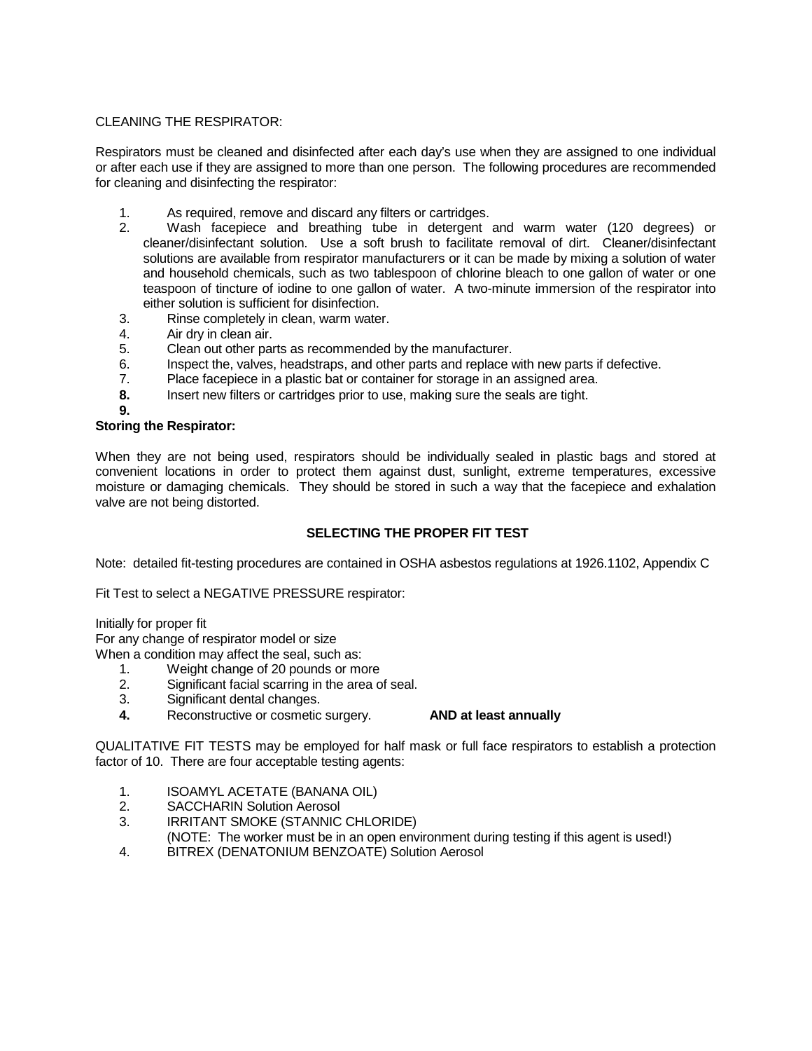CLEANING THE RESPIRATOR:

Respirators must be cleaned and disinfected after each day's use when they are assigned to one individual or after each use if they are assigned to more than one person. The following procedures are recommended for cleaning and disinfecting the respirator:

1. As required, remove and discard any filters or cartridges.
2. Wash facepiece and breathing tube in detergent and warm water (120 degrees) or cleaner/disinfectant solution. Use a soft brush to facilitate removal of dirt. Cleaner/disinfectant solutions are available from respirator manufacturers or it can be made by mixing a solution of water and household chemicals, such as two tablespoon of chlorine bleach to one gallon of water or one teaspoon of tincture of iodine to one gallon of water. A two-minute immersion of the respirator into either solution is sufficient for disinfection.
3. Rinse completely in clean, warm water.
4. Air dry in clean air.
5. Clean out other parts as recommended by the manufacturer.
6. Inspect the, valves, headstraps, and other parts and replace with new parts if defective.
7. Place facepiece in a plastic bat or container for storage in an assigned area.
8. Insert new filters or cartridges prior to use, making sure the seals are tight.
9. 

**Storing the Respirator:**

When they are not being used, respirators should be individually sealed in plastic bags and stored at convenient locations in order to protect them against dust, sunlight, extreme temperatures, excessive moisture or damaging chemicals. They should be stored in such a way that the facepiece and exhalation valve are not being distorted.

**SELECTING THE PROPER FIT TEST**

Note: detailed fit-testing procedures are contained in OSHA asbestos regulations at 1926.1102, Appendix C

Fit Test to select a NEGATIVE PRESSURE respirator:

Initially for proper fit
For any change of respirator model or size
When a condition may affect the seal, such as:

1. Weight change of 20 pounds or more
2. Significant facial scarring in the area of seal.
3. Significant dental changes.
4. Reconstructive or cosmetic surgery. **AND at least annually**

QUALITATIVE FIT TESTS may be employed for half mask or full face respirators to establish a protection factor of 10. There are four acceptable testing agents:

1. ISOAMYL ACETATE (BANANA OIL)
2. SACCHARIN Solution Aerosol
3. IRRITANT SMOKE (STANNIC CHLORIDE)
   (NOTE: The worker must be in an open environment during testing if this agent is used!)
4. BITREX (DENATONIUM BENZOATE) Solution Aerosol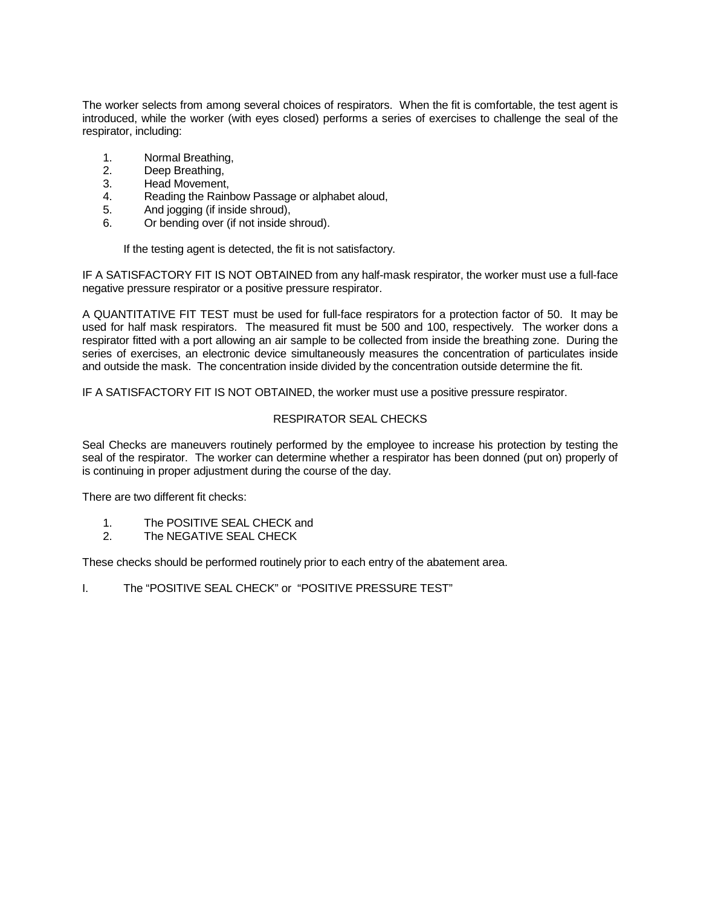The worker selects from among several choices of respirators. When the fit is comfortable, the test agent is introduced, while the worker (with eyes closed) performs a series of exercises to challenge the seal of the respirator, including:

1. Normal Breathing,
2. Deep Breathing,
3. Head Movement,
4. Reading the Rainbow Passage or alphabet aloud,
5. And jogging (if inside shroud),
6. Or bending over (if not inside shroud).

If the testing agent is detected, the fit is not satisfactory.

IF A SATISFACTORY FIT IS NOT OBTAINED from any half-mask respirator, the worker must use a full-face negative pressure respirator or a positive pressure respirator.

A QUANTITATIVE FIT TEST must be used for full-face respirators for a protection factor of 50. It may be used for half mask respirators. The measured fit must be 500 and 100, respectively. The worker dons a respirator fitted with a port allowing an air sample to be collected from inside the breathing zone. During the series of exercises, an electronic device simultaneously measures the concentration of particulates inside and outside the mask. The concentration inside divided by the concentration outside determine the fit.

IF A SATISFACTORY FIT IS NOT OBTAINED, the worker must use a positive pressure respirator.

## RESPIRATOR SEAL CHECKS

Seal Checks are maneuvers routinely performed by the employee to increase his protection by testing the seal of the respirator. The worker can determine whether a respirator has been donned (put on) properly of is continuing in proper adjustment during the course of the day.

There are two different fit checks:

1. The POSITIVE SEAL CHECK and
2. The NEGATIVE SEAL CHECK

These checks should be performed routinely prior to each entry of the abatement area.

I. The "POSITIVE SEAL CHECK" or "POSITIVE PRESSURE TEST"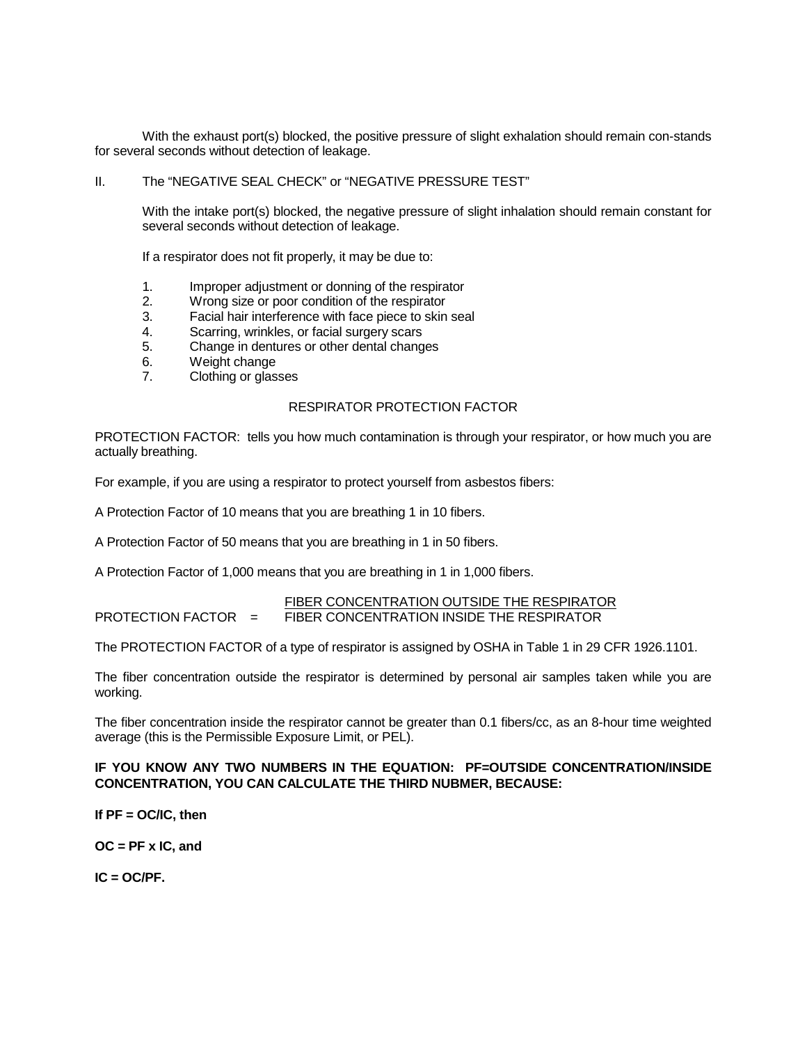With the exhaust port(s) blocked, the positive pressure of slight exhalation should remain con-stands for several seconds without detection of leakage.

II. The "NEGATIVE SEAL CHECK" or "NEGATIVE PRESSURE TEST"

With the intake port(s) blocked, the negative pressure of slight inhalation should remain constant for several seconds without detection of leakage.

If a respirator does not fit properly, it may be due to:

1. Improper adjustment or donning of the respirator
2. Wrong size or poor condition of the respirator
3. Facial hair interference with face piece to skin seal
4. Scarring, wrinkles, or facial surgery scars
5. Change in dentures or other dental changes
6. Weight change
7. Clothing or glasses

RESPIRATOR PROTECTION FACTOR

PROTECTION FACTOR: tells you how much contamination is through your respirator, or how much you are actually breathing.

For example, if you are using a respirator to protect yourself from asbestos fibers:

A Protection Factor of 10 means that you are breathing 1 in 10 fibers.

A Protection Factor of 50 means that you are breathing in 1 in 50 fibers.

A Protection Factor of 1,000 means that you are breathing in 1 in 1,000 fibers.

$$\text{PROTECTION FACTOR} = \frac{\text{FIBER CONCENTRATION OUTSIDE THE RESPIRATOR}}{\text{FIBER CONCENTRATION INSIDE THE RESPIRATOR}}$$

The PROTECTION FACTOR of a type of respirator is assigned by OSHA in Table 1 in 29 CFR 1926.1101.

The fiber concentration outside the respirator is determined by personal air samples taken while you are working.

The fiber concentration inside the respirator cannot be greater than 0.1 fibers/cc, as an 8-hour time weighted average (this is the Permissible Exposure Limit, or PEL).

**IF YOU KNOW ANY TWO NUMBERS IN THE EQUATION: PF=OUTSIDE CONCENTRATION/INSIDE CONCENTRATION, YOU CAN CALCULATE THE THIRD NUBMER, BECAUSE:**

**If PF = OC/IC, then**

**OC = PF x IC, and**

**IC = OC/PF.**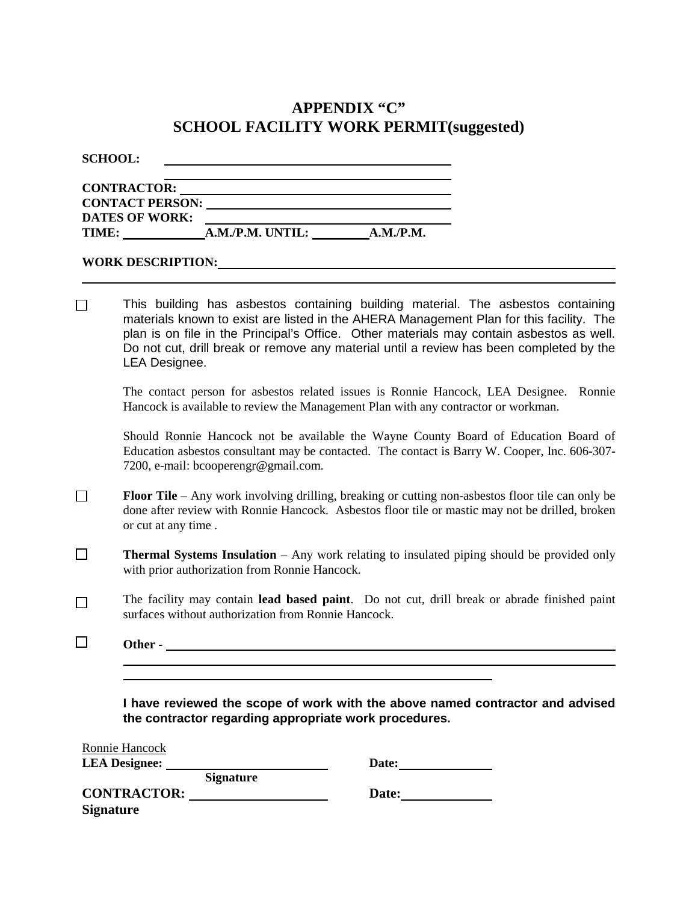# APPENDIX "C"
# SCHOOL FACILITY WORK PERMIT(suggested)

**SCHOOL:** ______________________________________

______________________________________

**CONTRACTOR:** ______________________________________

**CONTACT PERSON:** ______________________________________

**DATES OF WORK:** ______________________________________

**TIME:** ____________ **A.M./P.M. UNTIL:** ________ **A.M./P.M.**

**WORK DESCRIPTION:** ______________________________________

______________________________________

☐ This building has asbestos containing building material. The asbestos containing materials known to exist are listed in the AHERA Management Plan for this facility. The plan is on file in the Principal's Office. Other materials may contain asbestos as well. Do not cut, drill break or remove any material until a review has been completed by the LEA Designee.

The contact person for asbestos related issues is Ronnie Hancock, LEA Designee. Ronnie Hancock is available to review the Management Plan with any contractor or workman.

Should Ronnie Hancock not be available the Wayne County Board of Education Board of Education asbestos consultant may be contacted. The contact is Barry W. Cooper, Inc. 606-307-7200, e-mail: bcooperengr@gmail.com.

☐ **Floor Tile** – Any work involving drilling, breaking or cutting non-asbestos floor tile can only be done after review with Ronnie Hancock. Asbestos floor tile or mastic may not be drilled, broken or cut at any time .

☐ **Thermal Systems Insulation** – Any work relating to insulated piping should be provided only with prior authorization from Ronnie Hancock.

☐ The facility may contain **lead based paint**. Do not cut, drill break or abrade finished paint surfaces without authorization from Ronnie Hancock.

☐ **Other -** ______________________________________

______________________________________

______________________________________

**I have reviewed the scope of work with the above named contractor and advised the contractor regarding appropriate work procedures.**

Ronnie Hancock

**LEA Designee:** ______________________ **Date:** ____________

**Signature**

**CONTRACTOR:** ______________________ **Date:** ____________

**Signature**